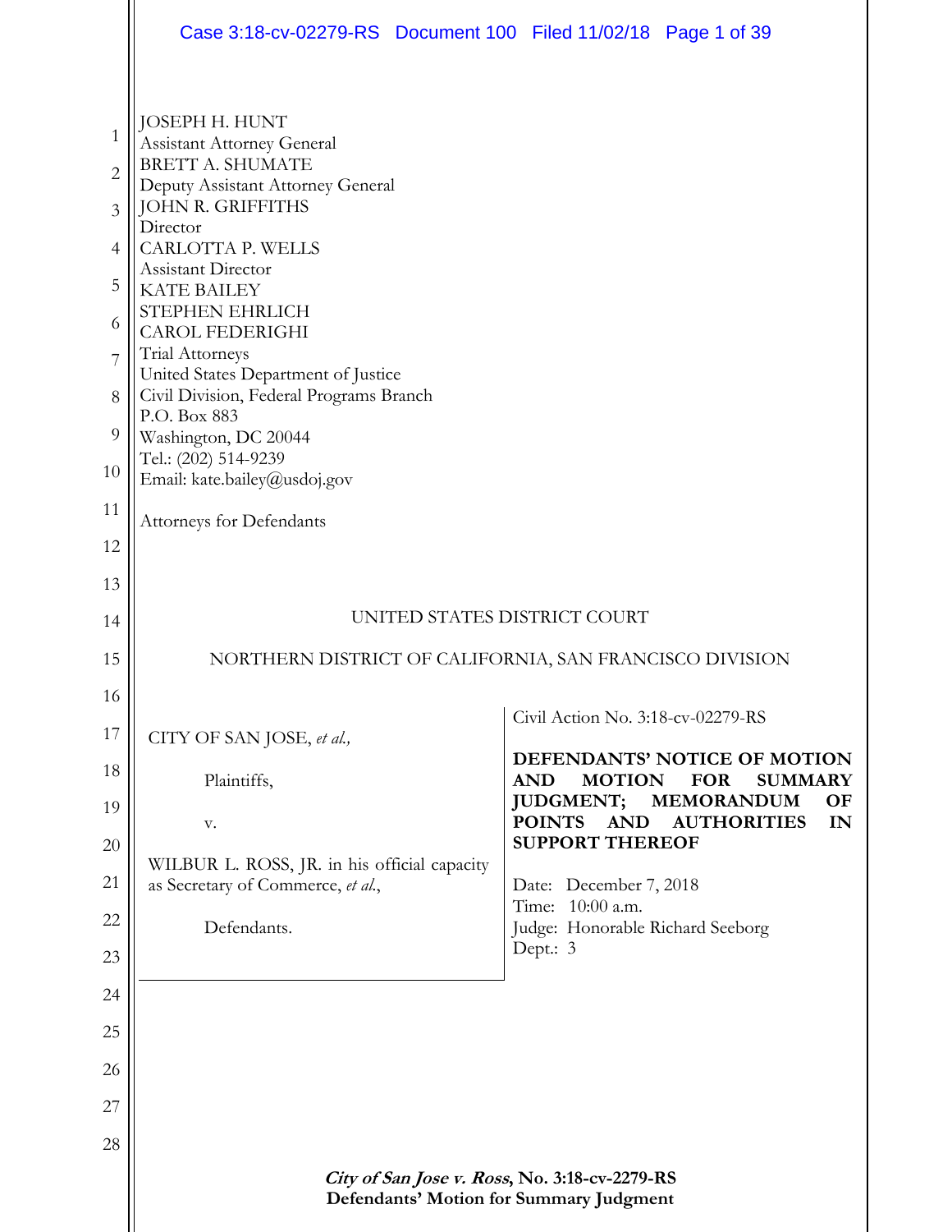JOSEPH H. HUNT
Assistant Attorney General
BRETT A. SHUMATE
Deputy Assistant Attorney General
JOHN R. GRIFFITHS
Director
CARLOTTA P. WELLS
Assistant Director
KATE BAILEY
STEPHEN EHRLICH
CAROL FEDERIGHI
Trial Attorneys
United States Department of Justice
Civil Division, Federal Programs Branch
P.O. Box 883
Washington, DC 20044
Tel.: (202) 514-9239
Email: kate.bailey@usdoj.gov

Attorneys for Defendants

UNITED STATES DISTRICT COURT

NORTHERN DISTRICT OF CALIFORNIA, SAN FRANCISCO DIVISION

| | |
|---|---|
| CITY OF SAN JOSE, *et al.,*<br><br>Plaintiffs,<br><br>v.<br><br>WILBUR L. ROSS, JR. in his official capacity as Secretary of Commerce, *et al.*,<br><br>Defendants. | Civil Action No. 3:18-cv-02279-RS<br><br>**DEFENDANTS' NOTICE OF MOTION AND MOTION FOR SUMMARY JUDGMENT; MEMORANDUM OF POINTS AND AUTHORITIES IN SUPPORT THEREOF**<br><br>Date: December 7, 2018<br>Time: 10:00 a.m.<br>Judge: Honorable Richard Seeborg<br>Dept.: 3 |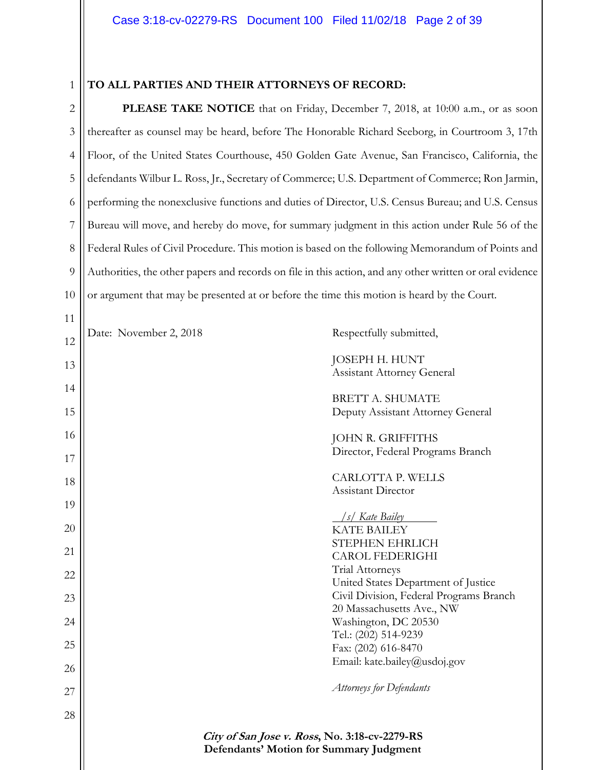**TO ALL PARTIES AND THEIR ATTORNEYS OF RECORD:**

**PLEASE TAKE NOTICE** that on Friday, December 7, 2018, at 10:00 a.m., or as soon thereafter as counsel may be heard, before The Honorable Richard Seeborg, in Courtroom 3, 17th Floor, of the United States Courthouse, 450 Golden Gate Avenue, San Francisco, California, the defendants Wilbur L. Ross, Jr., Secretary of Commerce; U.S. Department of Commerce; Ron Jarmin, performing the nonexclusive functions and duties of Director, U.S. Census Bureau; and U.S. Census Bureau will move, and hereby do move, for summary judgment in this action under Rule 56 of the Federal Rules of Civil Procedure. This motion is based on the following Memorandum of Points and Authorities, the other papers and records on file in this action, and any other written or oral evidence or argument that may be presented at or before the time this motion is heard by the Court.

Date: November 2, 2018

Respectfully submitted,

JOSEPH H. HUNT
Assistant Attorney General

BRETT A. SHUMATE
Deputy Assistant Attorney General

JOHN R. GRIFFITHS
Director, Federal Programs Branch

CARLOTTA P. WELLS
Assistant Director

*/s/ Kate Bailey*
KATE BAILEY
STEPHEN EHRLICH
CAROL FEDERIGHI
Trial Attorneys
United States Department of Justice
Civil Division, Federal Programs Branch
20 Massachusetts Ave., NW
Washington, DC 20530
Tel.: (202) 514-9239
Fax: (202) 616-8470
Email: kate.bailey@usdoj.gov

*Attorneys for Defendants*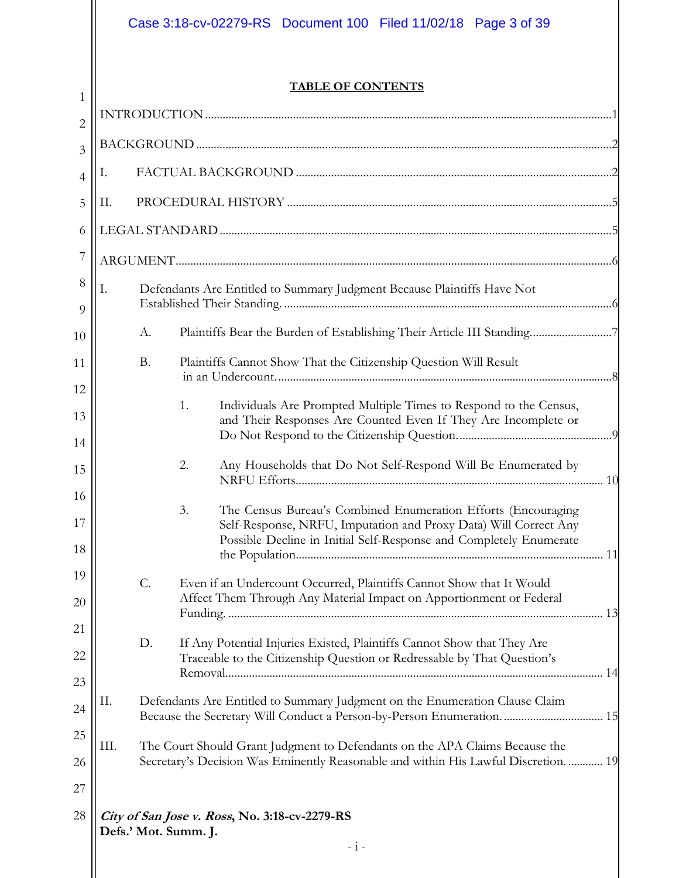## TABLE OF CONTENTS

INTRODUCTION ........................................................................................................................1

BACKGROUND .........................................................................................................................2

I. FACTUAL BACKGROUND ..............................................................................................2

II. PROCEDURAL HISTORY ................................................................................................5

LEGAL STANDARD ...................................................................................................................5

ARGUMENT...............................................................................................................................6

I. Defendants Are Entitled to Summary Judgment Because Plaintiffs Have Not Established Their Standing. ..............................................................................................6

  A. Plaintiffs Bear the Burden of Establishing Their Article III Standing...........................7

  B. Plaintiffs Cannot Show That the Citizenship Question Will Result in an Undercount. ...........................................................................................................8

    1. Individuals Are Prompted Multiple Times to Respond to the Census, and Their Responses Are Counted Even If They Are Incomplete or Do Not Respond to the Citizenship Question. ...................................................9

    2. Any Households that Do Not Self-Respond Will Be Enumerated by NRFU Efforts...................................................................................................... 10

    3. The Census Bureau's Combined Enumeration Efforts (Encouraging Self-Response, NRFU, Imputation and Proxy Data) Will Correct Any Possible Decline in Initial Self-Response and Completely Enumerate the Population...................................................................................................... 11

  C. Even if an Undercount Occurred, Plaintiffs Cannot Show that It Would Affect Them Through Any Material Impact on Apportionment or Federal Funding. ............................................................................................................ 13

  D. If Any Potential Injuries Existed, Plaintiffs Cannot Show that They Are Traceable to the Citizenship Question or Redressable by That Question's Removal.............................................................................................................. 14

II. Defendants Are Entitled to Summary Judgment on the Enumeration Clause Claim Because the Secretary Will Conduct a Person-by-Person Enumeration. ................................ 15

III. The Court Should Grant Judgment to Defendants on the APA Claims Because the Secretary's Decision Was Eminently Reasonable and within His Lawful Discretion. ........... 19

***City of San Jose v. Ross*, No. 3:18-cv-2279-RS**
**Defs.' Mot. Summ. J.**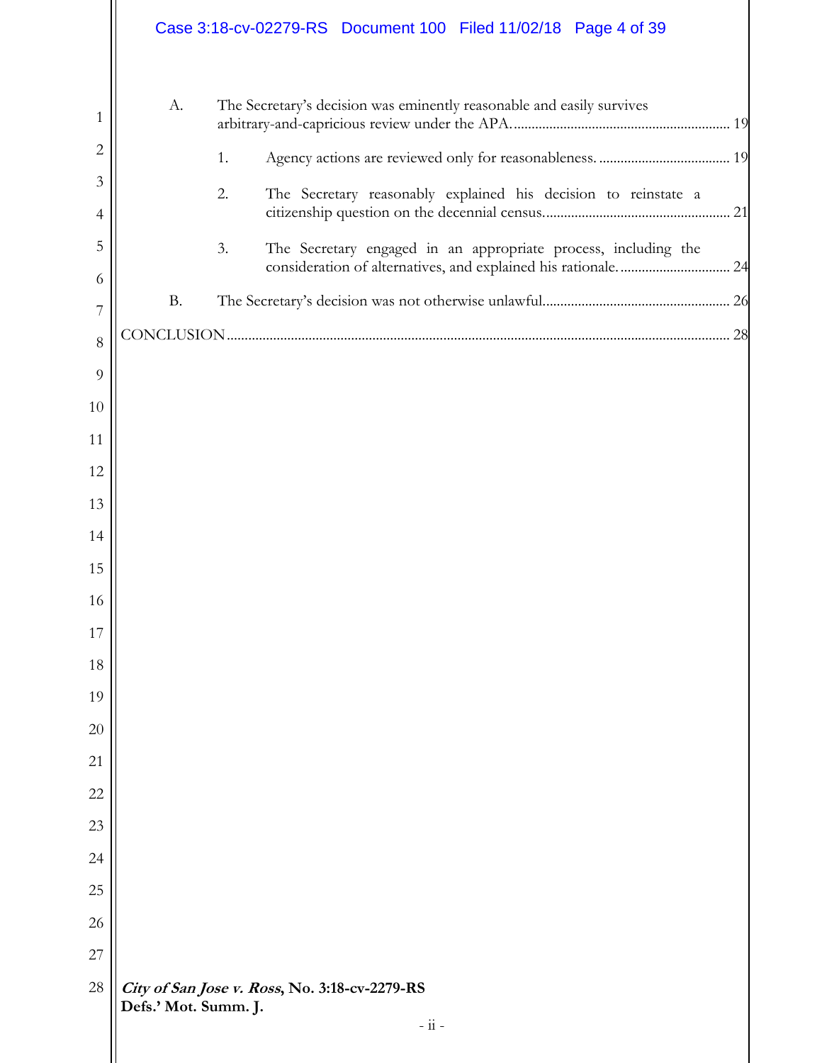A. The Secretary's decision was eminently reasonable and easily survives arbitrary-and-capricious review under the APA. ............ 19

1. Agency actions are reviewed only for reasonableness. ............ 19

2. The Secretary reasonably explained his decision to reinstate a citizenship question on the decennial census. ............ 21

3. The Secretary engaged in an appropriate process, including the consideration of alternatives, and explained his rationale. ............ 24

B. The Secretary's decision was not otherwise unlawful. ............ 26

CONCLUSION ............ 28

***City of San Jose v. Ross*, No. 3:18-cv-2279-RS**
**Defs.' Mot. Summ. J.**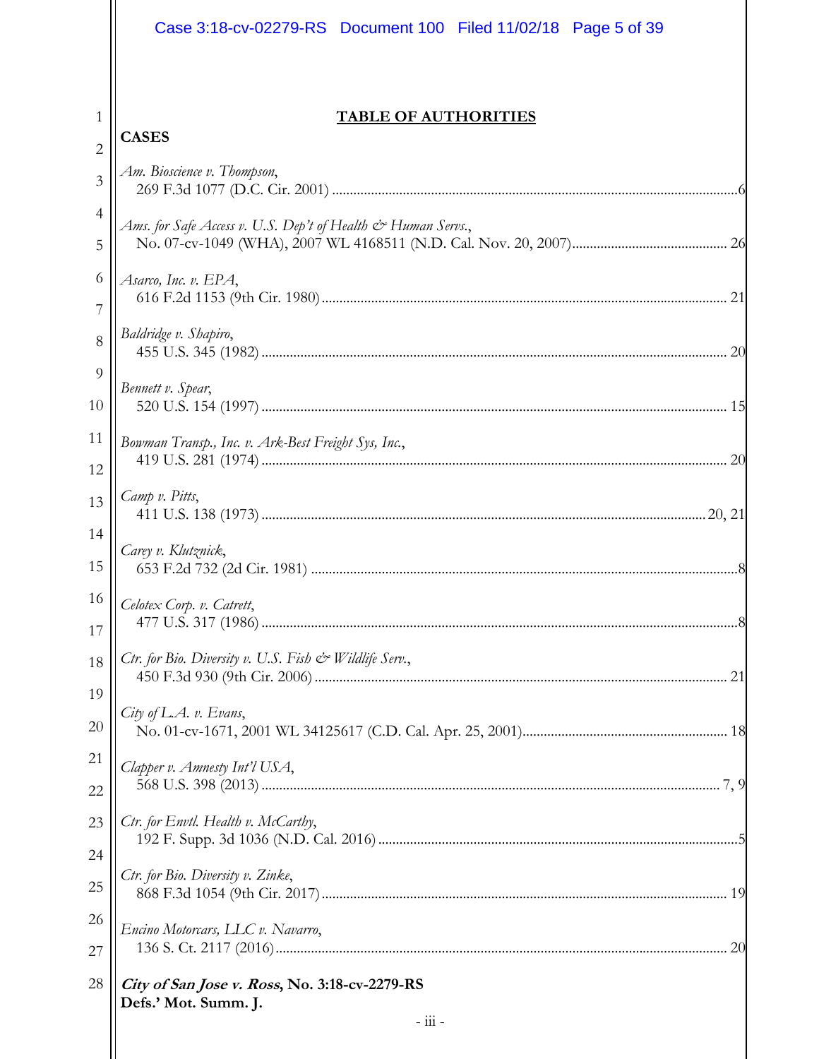## TABLE OF AUTHORITIES

**CASES**

*Am. Bioscience v. Thompson*,
269 F.3d 1077 (D.C. Cir. 2001) ....................................................................................................6

*Ams. for Safe Access v. U.S. Dep't of Health & Human Servs.*,
No. 07-cv-1049 (WHA), 2007 WL 4168511 (N.D. Cal. Nov. 20, 2007).......................................... 26

*Asarco, Inc. v. EPA*,
616 F.2d 1153 (9th Cir. 1980) ....................................................................................................... 21

*Baldridge v. Shapiro*,
455 U.S. 345 (1982) ..................................................................................................................... 20

*Bennett v. Spear*,
520 U.S. 154 (1997) ..................................................................................................................... 15

*Bowman Transp., Inc. v. Ark-Best Freight Sys, Inc.*,
419 U.S. 281 (1974) ..................................................................................................................... 20

*Camp v. Pitts*,
411 U.S. 138 (1973) ............................................................................................................... 20, 21

*Carey v. Klutznick*,
653 F.2d 732 (2d Cir. 1981) ...........................................................................................................8

*Celotex Corp. v. Catrett*,
477 U.S. 317 (1986) .......................................................................................................................8

*Ctr. for Bio. Diversity v. U.S. Fish & Wildlife Serv.*,
450 F.3d 930 (9th Cir. 2006) ......................................................................................................... 21

*City of L.A. v. Evans*,
No. 01-cv-1671, 2001 WL 34125617 (C.D. Cal. Apr. 25, 2001)..................................................... 18

*Clapper v. Amnesty Int'l USA*,
568 U.S. 398 (2013) ................................................................................................................. 7, 9

*Ctr. for Envtl. Health v. McCarthy*,
192 F. Supp. 3d 1036 (N.D. Cal. 2016) ...........................................................................................5

*Ctr. for Bio. Diversity v. Zinke*,
868 F.3d 1054 (9th Cir. 2017) ....................................................................................................... 19

*Encino Motorcars, LLC v. Navarro*,
136 S. Ct. 2117 (2016) .................................................................................................................. 20

***City of San Jose v. Ross*, No. 3:18-cv-2279-RS**
**Defs.' Mot. Summ. J.**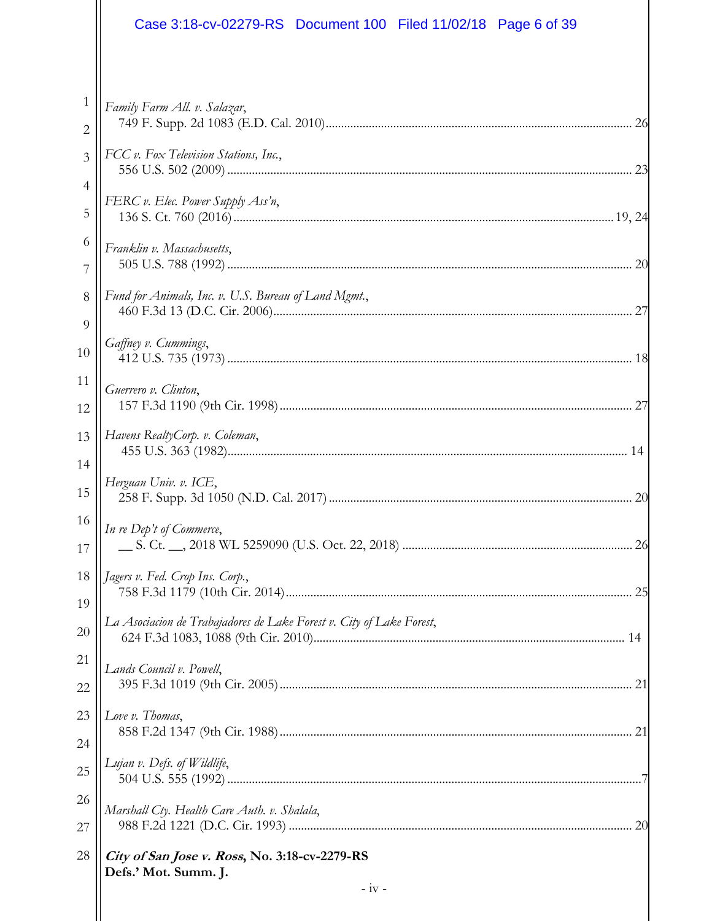*Family Farm All. v. Salazar*,
749 F. Supp. 2d 1083 (E.D. Cal. 2010) ........................................................................ 26

*FCC v. Fox Television Stations, Inc.*,
556 U.S. 502 (2009) ........................................................................ 23

*FERC v. Elec. Power Supply Ass'n*,
136 S. Ct. 760 (2016) ........................................................................ 19, 24

*Franklin v. Massachusetts*,
505 U.S. 788 (1992) ........................................................................ 20

*Fund for Animals, Inc. v. U.S. Bureau of Land Mgmt.*,
460 F.3d 13 (D.C. Cir. 2006) ........................................................................ 27

*Gaffney v. Cummings*,
412 U.S. 735 (1973) ........................................................................ 18

*Guerrero v. Clinton*,
157 F.3d 1190 (9th Cir. 1998) ........................................................................ 27

*Havens RealtyCorp. v. Coleman*,
455 U.S. 363 (1982) ........................................................................ 14

*Herguan Univ. v. ICE*,
258 F. Supp. 3d 1050 (N.D. Cal. 2017) ........................................................................ 20

*In re Dep't of Commerce*,
__ S. Ct. __, 2018 WL 5259090 (U.S. Oct. 22, 2018) ........................................................................ 26

*Jagers v. Fed. Crop Ins. Corp.*,
758 F.3d 1179 (10th Cir. 2014) ........................................................................ 25

*La Asociacion de Trabajadores de Lake Forest v. City of Lake Forest*,
624 F.3d 1083, 1088 (9th Cir. 2010) ........................................................................ 14

*Lands Council v. Powell*,
395 F.3d 1019 (9th Cir. 2005) ........................................................................ 21

*Love v. Thomas*,
858 F.2d 1347 (9th Cir. 1988) ........................................................................ 21

*Lujan v. Defs. of Wildlife*,
504 U.S. 555 (1992) ........................................................................ 7

*Marshall Cty. Health Care Auth. v. Shalala*,
988 F.2d 1221 (D.C. Cir. 1993) ........................................................................ 20

***City of San Jose v. Ross*, No. 3:18-cv-2279-RS**
**Defs.' Mot. Summ. J.**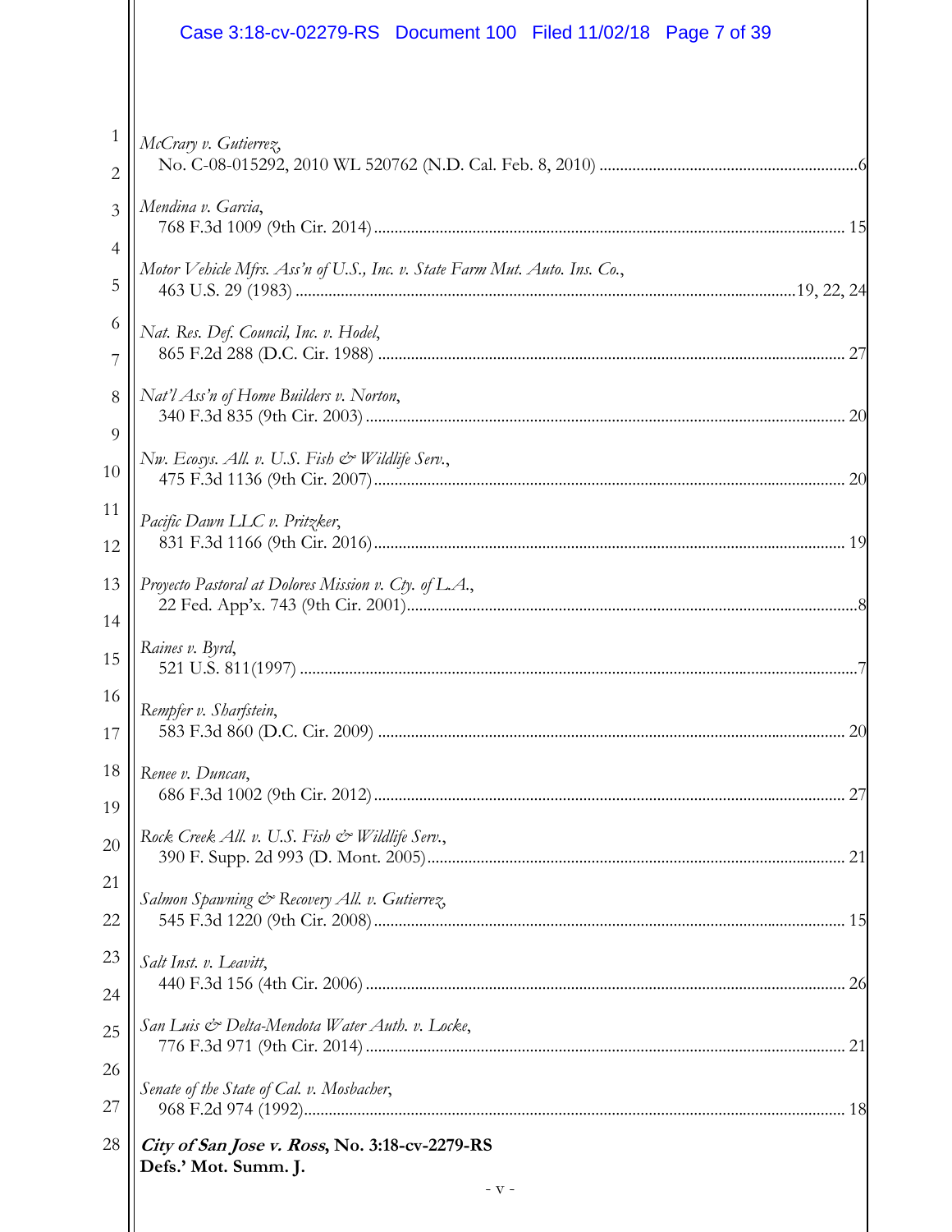*McCrary v. Gutierrez*,
No. C-08-015292, 2010 WL 520762 (N.D. Cal. Feb. 8, 2010) ..............................6

*Mendina v. Garcia*,
768 F.3d 1009 (9th Cir. 2014) .............................. 15

*Motor Vehicle Mfrs. Ass'n of U.S., Inc. v. State Farm Mut. Auto. Ins. Co.*,
463 U.S. 29 (1983) ..............................19, 22, 24

*Nat. Res. Def. Council, Inc. v. Hodel*,
865 F.2d 288 (D.C. Cir. 1988) .............................. 27

*Nat'l Ass'n of Home Builders v. Norton*,
340 F.3d 835 (9th Cir. 2003) .............................. 20

*Nw. Ecosys. All. v. U.S. Fish & Wildlife Serv.*,
475 F.3d 1136 (9th Cir. 2007) .............................. 20

*Pacific Dawn LLC v. Pritzker*,
831 F.3d 1166 (9th Cir. 2016) .............................. 19

*Proyecto Pastoral at Dolores Mission v. Cty. of L.A.*,
22 Fed. App'x. 743 (9th Cir. 2001) ..............................8

*Raines v. Byrd*,
521 U.S. 811(1997) ..............................7

*Rempfer v. Sharfstein*,
583 F.3d 860 (D.C. Cir. 2009) .............................. 20

*Renee v. Duncan*,
686 F.3d 1002 (9th Cir. 2012) .............................. 27

*Rock Creek All. v. U.S. Fish & Wildlife Serv.*,
390 F. Supp. 2d 993 (D. Mont. 2005) .............................. 21

*Salmon Spawning & Recovery All. v. Gutierrez*,
545 F.3d 1220 (9th Cir. 2008) .............................. 15

*Salt Inst. v. Leavitt*,
440 F.3d 156 (4th Cir. 2006) .............................. 26

*San Luis & Delta-Mendota Water Auth. v. Locke*,
776 F.3d 971 (9th Cir. 2014) .............................. 21

*Senate of the State of Cal. v. Mosbacher*,
968 F.2d 974 (1992) .............................. 18

***City of San Jose v. Ross*, No. 3:18-cv-2279-RS**
**Defs.' Mot. Summ. J.**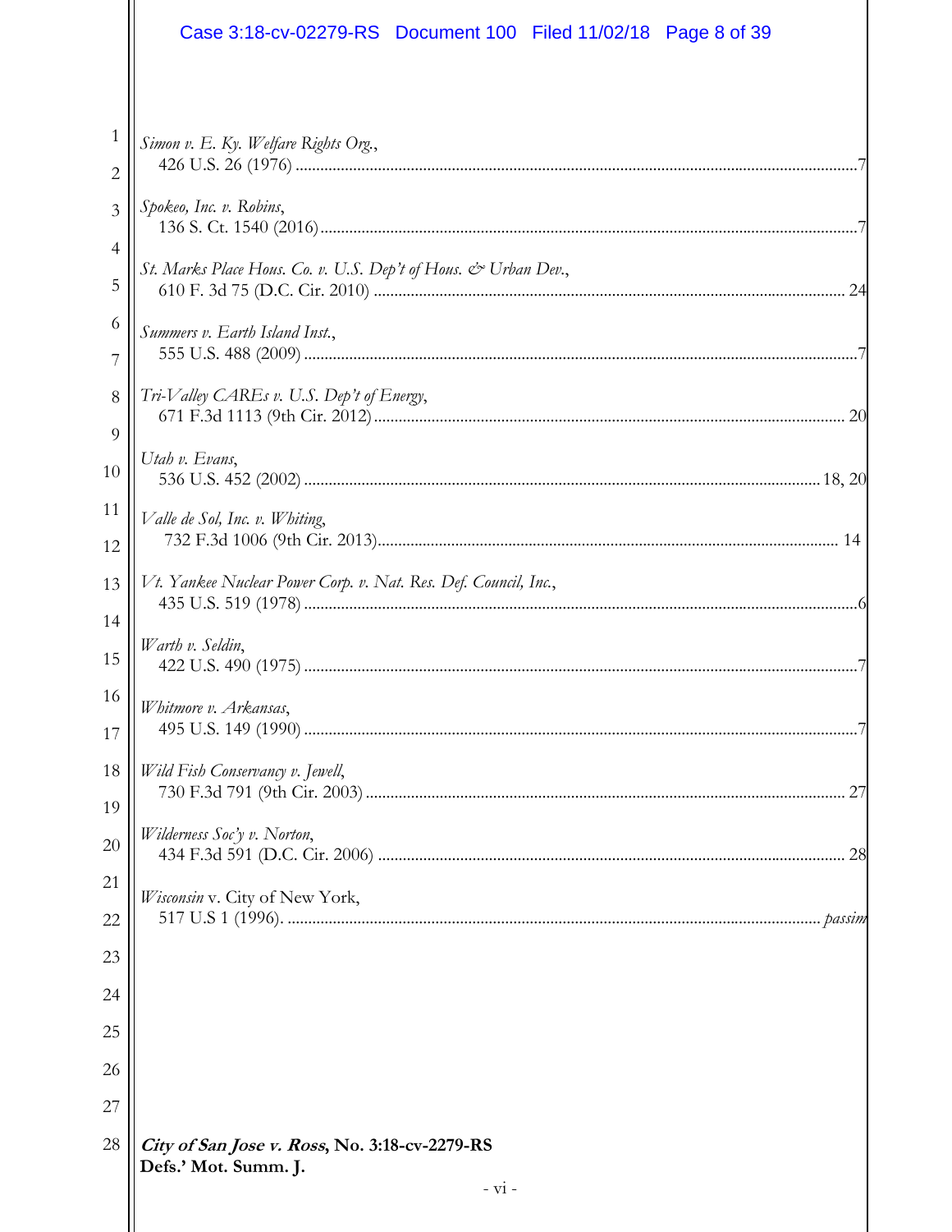*Simon v. E. Ky. Welfare Rights Org.*,
426 U.S. 26 (1976) ........................................................................................................................7

*Spokeo, Inc. v. Robins*,
136 S. Ct. 1540 (2016) ....................................................................................................................7

*St. Marks Place Hous. Co. v. U.S. Dep't of Hous. & Urban Dev.*,
610 F. 3d 75 (D.C. Cir. 2010) ....................................................................................................... 24

*Summers v. Earth Island Inst.*,
555 U.S. 488 (2009) ........................................................................................................................7

*Tri-Valley CAREs v. U.S. Dep't of Energy*,
671 F.3d 1113 (9th Cir. 2012) ...................................................................................................... 20

*Utah v. Evans*,
536 U.S. 452 (2002) ................................................................................................................ 18, 20

*Valle de Sol, Inc. v. Whiting*,
732 F.3d 1006 (9th Cir. 2013) ..................................................................................................... 14

*Vt. Yankee Nuclear Power Corp. v. Nat. Res. Def. Council, Inc.*,
435 U.S. 519 (1978) ........................................................................................................................6

*Warth v. Seldin*,
422 U.S. 490 (1975) ........................................................................................................................7

*Whitmore v. Arkansas*,
495 U.S. 149 (1990) ........................................................................................................................7

*Wild Fish Conservancy v. Jewell*,
730 F.3d 791 (9th Cir. 2003) ........................................................................................................ 27

*Wilderness Soc'y v. Norton*,
434 F.3d 591 (D.C. Cir. 2006) ..................................................................................................... 28

*Wisconsin* v. City of New York,
517 U.S 1 (1996). ................................................................................................................. *passim*

***City of San Jose v. Ross*, No. 3:18-cv-2279-RS**
**Defs.' Mot. Summ. J.**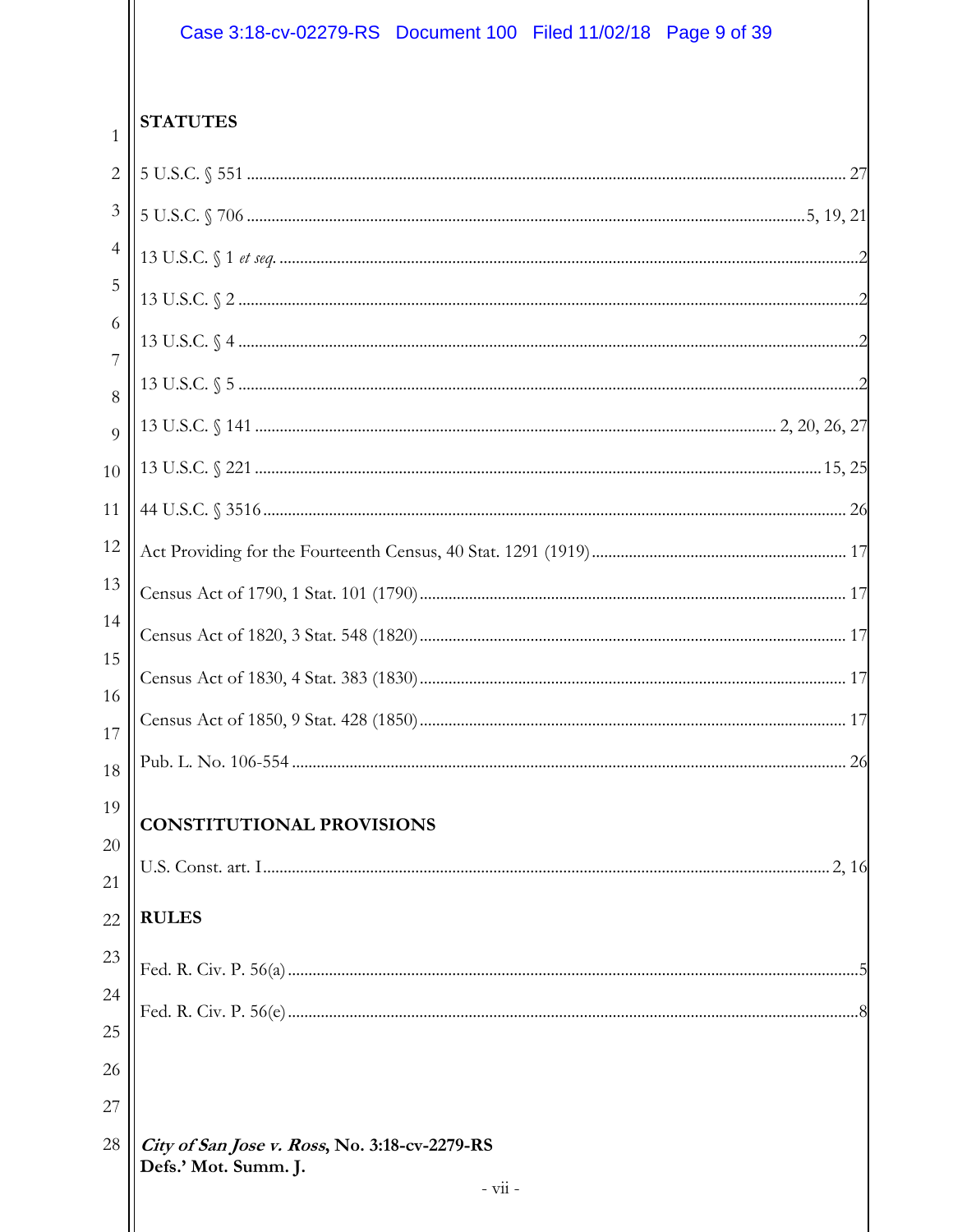## STATUTES

5 U.S.C. § 551 .......... 27

5 U.S.C. § 706 .......... 5, 19, 21

13 U.S.C. § 1 *et seq.* .......... 2

13 U.S.C. § 2 .......... 2

13 U.S.C. § 4 .......... 2

13 U.S.C. § 5 .......... 2

13 U.S.C. § 141 .......... 2, 20, 26, 27

13 U.S.C. § 221 .......... 15, 25

44 U.S.C. § 3516 .......... 26

Act Providing for the Fourteenth Census, 40 Stat. 1291 (1919) .......... 17

Census Act of 1790, 1 Stat. 101 (1790) .......... 17

Census Act of 1820, 3 Stat. 548 (1820) .......... 17

Census Act of 1830, 4 Stat. 383 (1830) .......... 17

Census Act of 1850, 9 Stat. 428 (1850) .......... 17

Pub. L. No. 106-554 .......... 26

## CONSTITUTIONAL PROVISIONS

U.S. Const. art. I .......... 2, 16

## RULES

Fed. R. Civ. P. 56(a) .......... 5

Fed. R. Civ. P. 56(e) .......... 8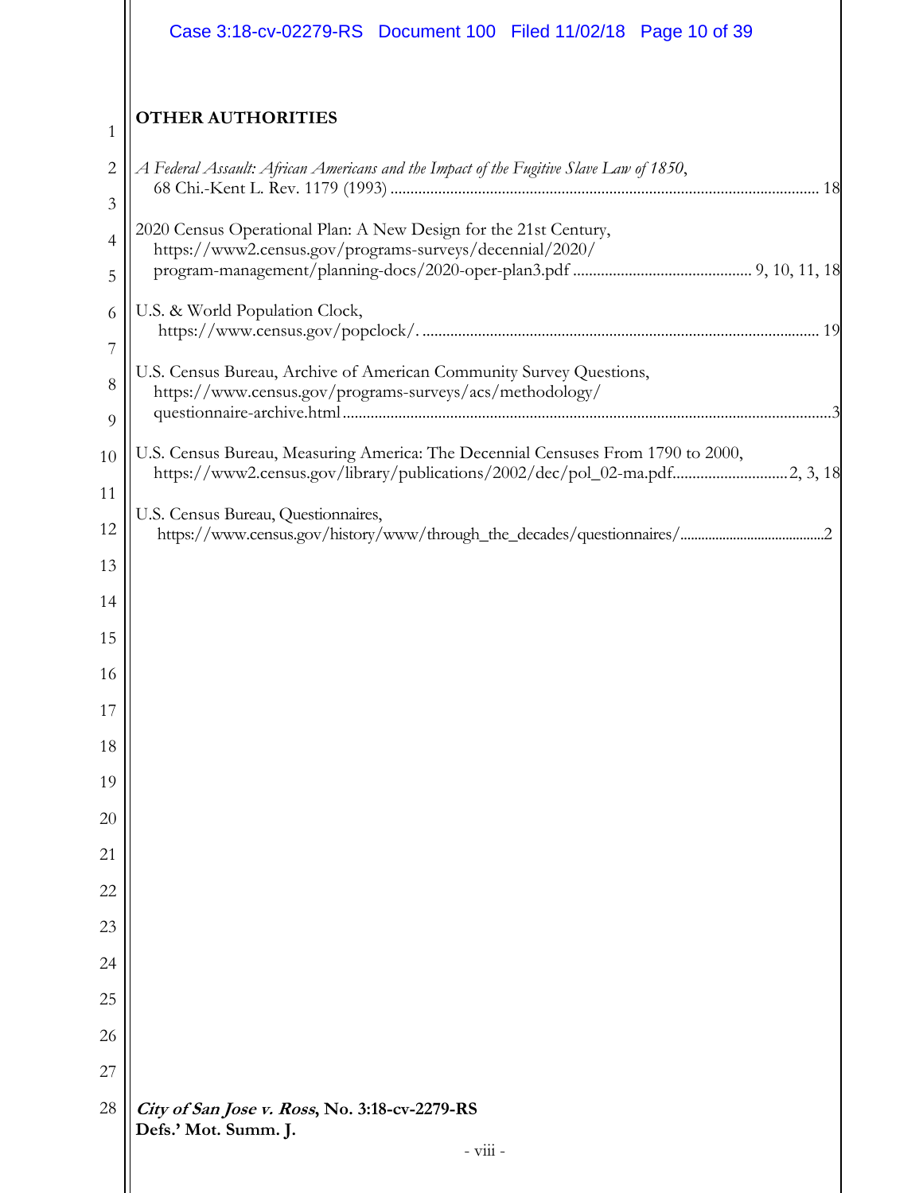**OTHER AUTHORITIES**

*A Federal Assault: African Americans and the Impact of the Fugitive Slave Law of 1850*, 68 Chi.-Kent L. Rev. 1179 (1993) .......... 18

2020 Census Operational Plan: A New Design for the 21st Century, https://www2.census.gov/programs-surveys/decennial/2020/program-management/planning-docs/2020-oper-plan3.pdf .......... 9, 10, 11, 18

U.S. & World Population Clock, https://www.census.gov/popclock/. .......... 19

U.S. Census Bureau, Archive of American Community Survey Questions, https://www.census.gov/programs-surveys/acs/methodology/questionnaire-archive.html .......... 3

U.S. Census Bureau, Measuring America: The Decennial Censuses From 1790 to 2000, https://www2.census.gov/library/publications/2002/dec/pol_02-ma.pdf .......... 2, 3, 18

U.S. Census Bureau, Questionnaires, https://www.census.gov/history/www/through_the_decades/questionnaires/ .......... 2

*City of San Jose v. Ross*, **No. 3:18-cv-2279-RS**
**Defs.' Mot. Summ. J.**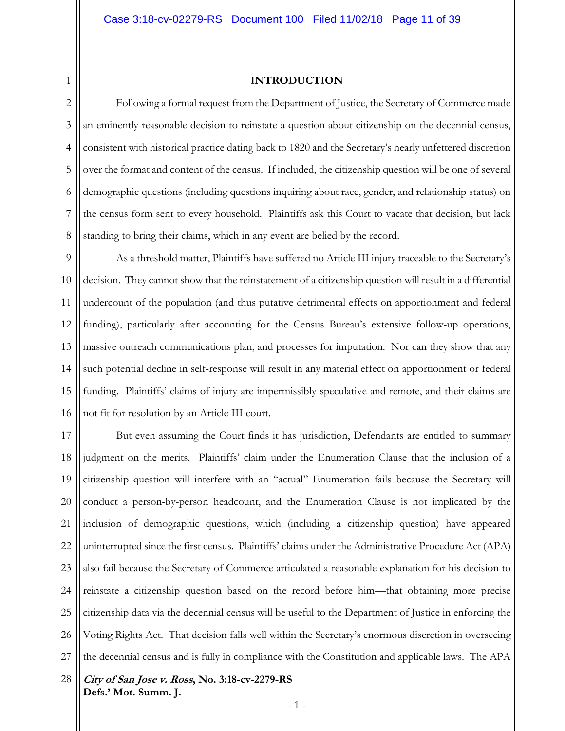## INTRODUCTION

Following a formal request from the Department of Justice, the Secretary of Commerce made an eminently reasonable decision to reinstate a question about citizenship on the decennial census, consistent with historical practice dating back to 1820 and the Secretary's nearly unfettered discretion over the format and content of the census. If included, the citizenship question will be one of several demographic questions (including questions inquiring about race, gender, and relationship status) on the census form sent to every household. Plaintiffs ask this Court to vacate that decision, but lack standing to bring their claims, which in any event are belied by the record.

As a threshold matter, Plaintiffs have suffered no Article III injury traceable to the Secretary's decision. They cannot show that the reinstatement of a citizenship question will result in a differential undercount of the population (and thus putative detrimental effects on apportionment and federal funding), particularly after accounting for the Census Bureau's extensive follow-up operations, massive outreach communications plan, and processes for imputation. Nor can they show that any such potential decline in self-response will result in any material effect on apportionment or federal funding. Plaintiffs' claims of injury are impermissibly speculative and remote, and their claims are not fit for resolution by an Article III court.

But even assuming the Court finds it has jurisdiction, Defendants are entitled to summary judgment on the merits. Plaintiffs' claim under the Enumeration Clause that the inclusion of a citizenship question will interfere with an "actual" Enumeration fails because the Secretary will conduct a person-by-person headcount, and the Enumeration Clause is not implicated by the inclusion of demographic questions, which (including a citizenship question) have appeared uninterrupted since the first census. Plaintiffs' claims under the Administrative Procedure Act (APA) also fail because the Secretary of Commerce articulated a reasonable explanation for his decision to reinstate a citizenship question based on the record before him—that obtaining more precise citizenship data via the decennial census will be useful to the Department of Justice in enforcing the Voting Rights Act. That decision falls well within the Secretary's enormous discretion in overseeing the decennial census and is fully in compliance with the Constitution and applicable laws. The APA

***City of San Jose v. Ross*, No. 3:18-cv-2279-RS**
**Defs.' Mot. Summ. J.**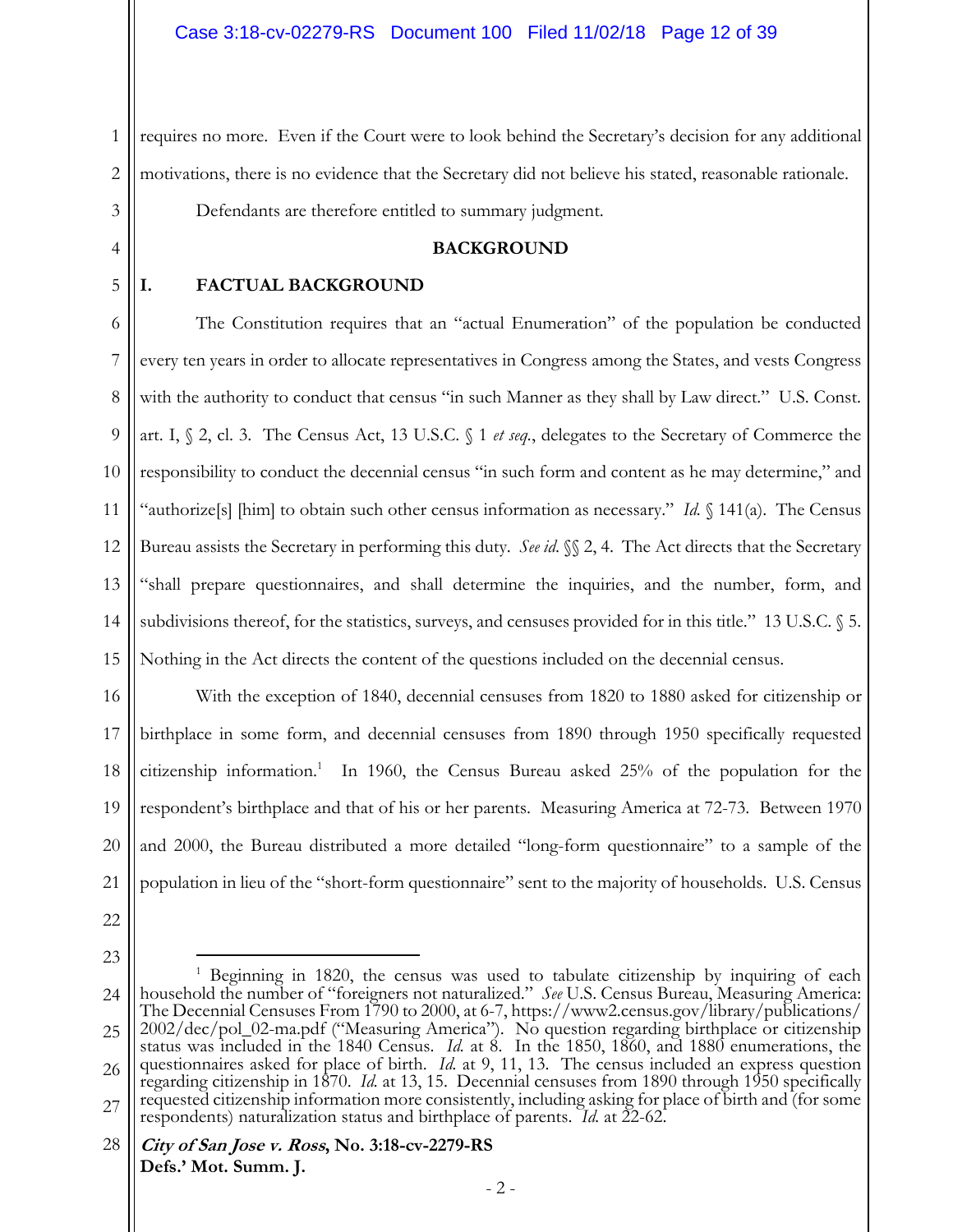requires no more. Even if the Court were to look behind the Secretary's decision for any additional motivations, there is no evidence that the Secretary did not believe his stated, reasonable rationale.

Defendants are therefore entitled to summary judgment.

## BACKGROUND

### I. FACTUAL BACKGROUND

The Constitution requires that an "actual Enumeration" of the population be conducted every ten years in order to allocate representatives in Congress among the States, and vests Congress with the authority to conduct that census "in such Manner as they shall by Law direct." U.S. Const. art. I, § 2, cl. 3. The Census Act, 13 U.S.C. § 1 *et seq.*, delegates to the Secretary of Commerce the responsibility to conduct the decennial census "in such form and content as he may determine," and "authorize[s] [him] to obtain such other census information as necessary." *Id.* § 141(a). The Census Bureau assists the Secretary in performing this duty. *See id.* §§ 2, 4. The Act directs that the Secretary "shall prepare questionnaires, and shall determine the inquiries, and the number, form, and subdivisions thereof, for the statistics, surveys, and censuses provided for in this title." 13 U.S.C. § 5. Nothing in the Act directs the content of the questions included on the decennial census.

With the exception of 1840, decennial censuses from 1820 to 1880 asked for citizenship or birthplace in some form, and decennial censuses from 1890 through 1950 specifically requested citizenship information.[1] In 1960, the Census Bureau asked 25% of the population for the respondent's birthplace and that of his or her parents. Measuring America at 72-73. Between 1970 and 2000, the Bureau distributed a more detailed "long-form questionnaire" to a sample of the population in lieu of the "short-form questionnaire" sent to the majority of households. U.S. Census

---

[1] Beginning in 1820, the census was used to tabulate citizenship by inquiring of each household the number of "foreigners not naturalized." *See* U.S. Census Bureau, Measuring America: The Decennial Censuses From 1790 to 2000, at 6-7, https://www2.census.gov/library/publications/2002/dec/pol_02-ma.pdf ("Measuring America"). No question regarding birthplace or citizenship status was included in the 1840 Census. *Id.* at 8. In the 1850, 1860, and 1880 enumerations, the questionnaires asked for place of birth. *Id.* at 9, 11, 13. The census included an express question regarding citizenship in 1870. *Id.* at 13, 15. Decennial censuses from 1890 through 1950 specifically requested citizenship information more consistently, including asking for place of birth and (for some respondents) naturalization status and birthplace of parents. *Id.* at 22-62.

***City of San Jose v. Ross*, No. 3:18-cv-2279-RS**
**Defs.' Mot. Summ. J.**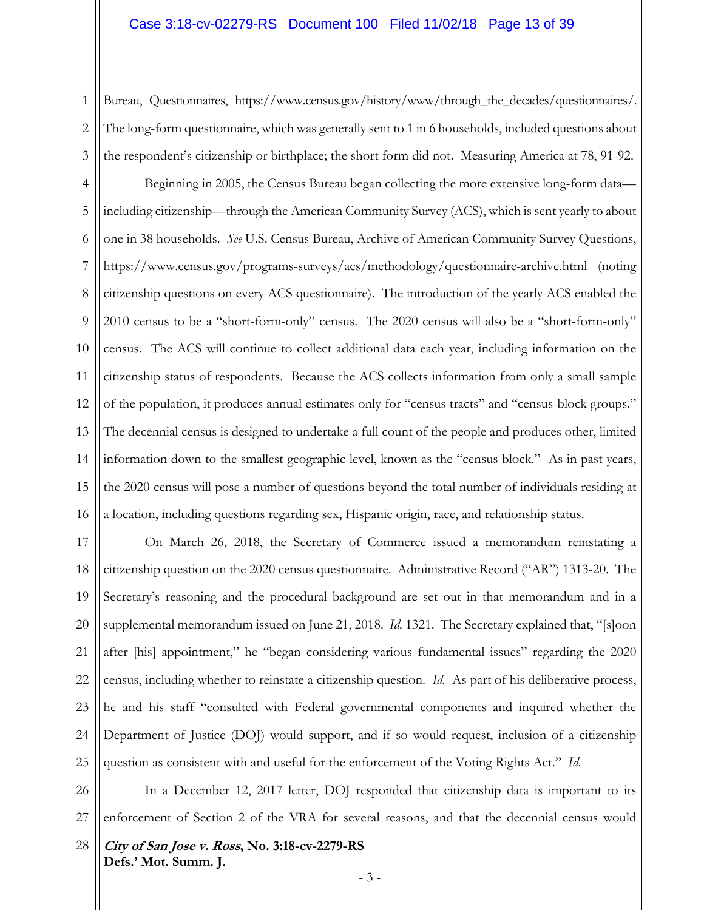Bureau, Questionnaires, https://www.census.gov/history/www/through_the_decades/questionnaires/. The long-form questionnaire, which was generally sent to 1 in 6 households, included questions about the respondent's citizenship or birthplace; the short form did not. Measuring America at 78, 91-92.

Beginning in 2005, the Census Bureau began collecting the more extensive long-form data—including citizenship—through the American Community Survey (ACS), which is sent yearly to about one in 38 households. *See* U.S. Census Bureau, Archive of American Community Survey Questions, https://www.census.gov/programs-surveys/acs/methodology/questionnaire-archive.html (noting citizenship questions on every ACS questionnaire). The introduction of the yearly ACS enabled the 2010 census to be a "short-form-only" census. The 2020 census will also be a "short-form-only" census. The ACS will continue to collect additional data each year, including information on the citizenship status of respondents. Because the ACS collects information from only a small sample of the population, it produces annual estimates only for "census tracts" and "census-block groups." The decennial census is designed to undertake a full count of the people and produces other, limited information down to the smallest geographic level, known as the "census block." As in past years, the 2020 census will pose a number of questions beyond the total number of individuals residing at a location, including questions regarding sex, Hispanic origin, race, and relationship status.

On March 26, 2018, the Secretary of Commerce issued a memorandum reinstating a citizenship question on the 2020 census questionnaire. Administrative Record ("AR") 1313-20. The Secretary's reasoning and the procedural background are set out in that memorandum and in a supplemental memorandum issued on June 21, 2018. *Id.* 1321. The Secretary explained that, "[s]oon after [his] appointment," he "began considering various fundamental issues" regarding the 2020 census, including whether to reinstate a citizenship question. *Id.* As part of his deliberative process, he and his staff "consulted with Federal governmental components and inquired whether the Department of Justice (DOJ) would support, and if so would request, inclusion of a citizenship question as consistent with and useful for the enforcement of the Voting Rights Act." *Id.*

In a December 12, 2017 letter, DOJ responded that citizenship data is important to its enforcement of Section 2 of the VRA for several reasons, and that the decennial census would

***City of San Jose v. Ross*, No. 3:18-cv-2279-RS**
**Defs.' Mot. Summ. J.**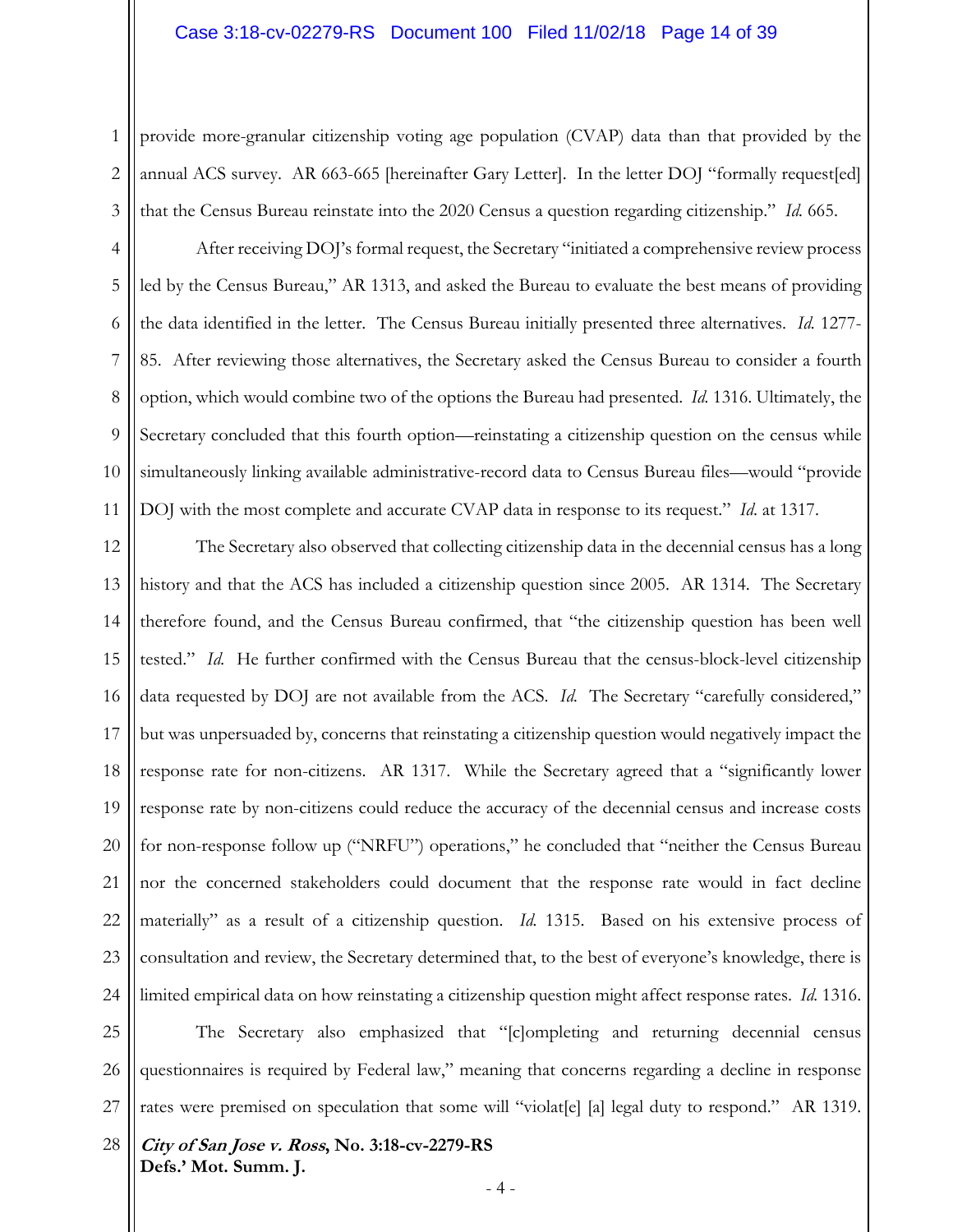provide more-granular citizenship voting age population (CVAP) data than that provided by the annual ACS survey. AR 663-665 [hereinafter Gary Letter]. In the letter DOJ "formally request[ed] that the Census Bureau reinstate into the 2020 Census a question regarding citizenship." *Id.* 665.

After receiving DOJ's formal request, the Secretary "initiated a comprehensive review process led by the Census Bureau," AR 1313, and asked the Bureau to evaluate the best means of providing the data identified in the letter. The Census Bureau initially presented three alternatives. *Id.* 1277-85. After reviewing those alternatives, the Secretary asked the Census Bureau to consider a fourth option, which would combine two of the options the Bureau had presented. *Id.* 1316. Ultimately, the Secretary concluded that this fourth option—reinstating a citizenship question on the census while simultaneously linking available administrative-record data to Census Bureau files—would "provide DOJ with the most complete and accurate CVAP data in response to its request." *Id.* at 1317.

The Secretary also observed that collecting citizenship data in the decennial census has a long history and that the ACS has included a citizenship question since 2005. AR 1314. The Secretary therefore found, and the Census Bureau confirmed, that "the citizenship question has been well tested." *Id.* He further confirmed with the Census Bureau that the census-block-level citizenship data requested by DOJ are not available from the ACS. *Id.* The Secretary "carefully considered," but was unpersuaded by, concerns that reinstating a citizenship question would negatively impact the response rate for non-citizens. AR 1317. While the Secretary agreed that a "significantly lower response rate by non-citizens could reduce the accuracy of the decennial census and increase costs for non-response follow up ("NRFU") operations," he concluded that "neither the Census Bureau nor the concerned stakeholders could document that the response rate would in fact decline materially" as a result of a citizenship question. *Id.* 1315. Based on his extensive process of consultation and review, the Secretary determined that, to the best of everyone's knowledge, there is limited empirical data on how reinstating a citizenship question might affect response rates. *Id.* 1316.

The Secretary also emphasized that "[c]ompleting and returning decennial census questionnaires is required by Federal law," meaning that concerns regarding a decline in response rates were premised on speculation that some will "violat[e] [a] legal duty to respond." AR 1319.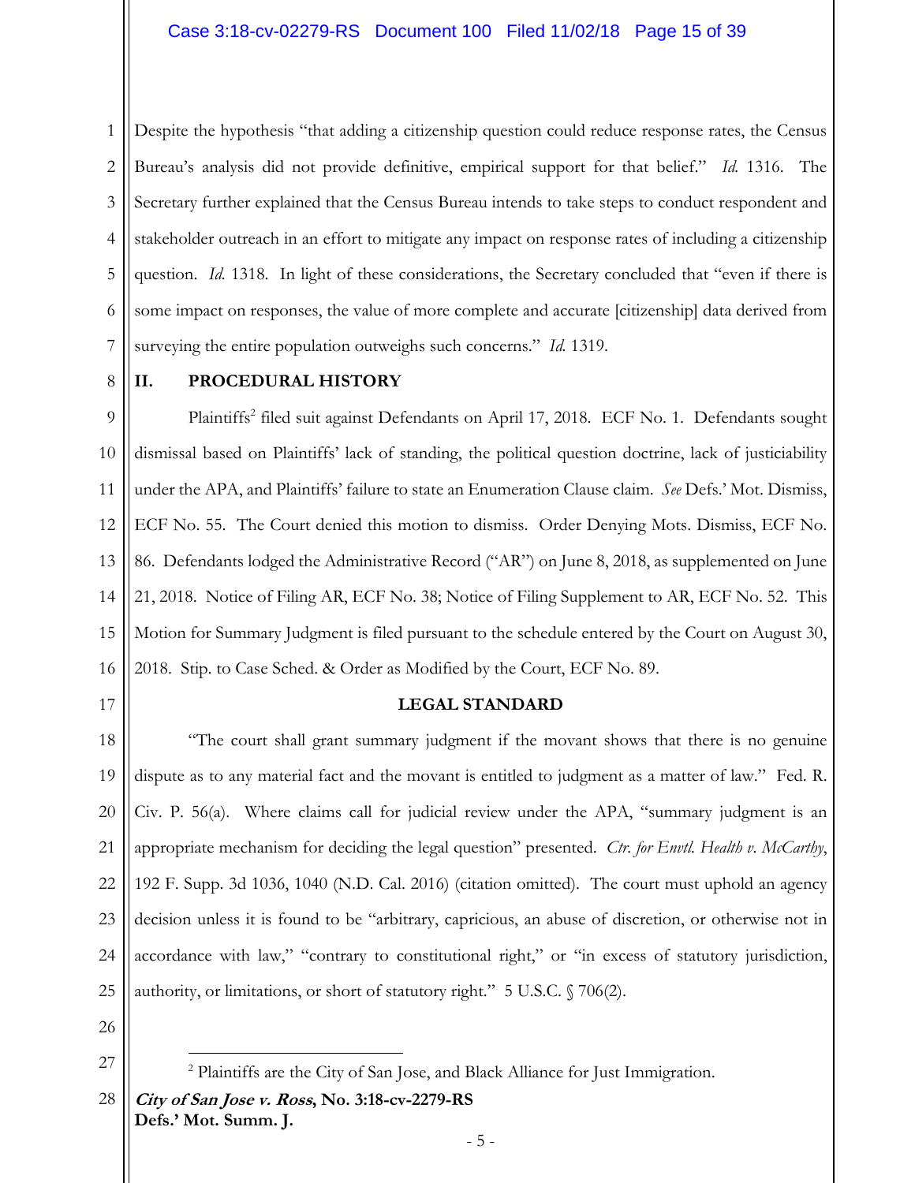Despite the hypothesis "that adding a citizenship question could reduce response rates, the Census Bureau's analysis did not provide definitive, empirical support for that belief." *Id.* 1316. The Secretary further explained that the Census Bureau intends to take steps to conduct respondent and stakeholder outreach in an effort to mitigate any impact on response rates of including a citizenship question. *Id.* 1318. In light of these considerations, the Secretary concluded that "even if there is some impact on responses, the value of more complete and accurate [citizenship] data derived from surveying the entire population outweighs such concerns." *Id.* 1319.

## II. PROCEDURAL HISTORY

Plaintiffs[2] filed suit against Defendants on April 17, 2018. ECF No. 1. Defendants sought dismissal based on Plaintiffs' lack of standing, the political question doctrine, lack of justiciability under the APA, and Plaintiffs' failure to state an Enumeration Clause claim. *See* Defs.' Mot. Dismiss, ECF No. 55. The Court denied this motion to dismiss. Order Denying Mots. Dismiss, ECF No. 86. Defendants lodged the Administrative Record ("AR") on June 8, 2018, as supplemented on June 21, 2018. Notice of Filing AR, ECF No. 38; Notice of Filing Supplement to AR, ECF No. 52. This Motion for Summary Judgment is filed pursuant to the schedule entered by the Court on August 30, 2018. Stip. to Case Sched. & Order as Modified by the Court, ECF No. 89.

## LEGAL STANDARD

"The court shall grant summary judgment if the movant shows that there is no genuine dispute as to any material fact and the movant is entitled to judgment as a matter of law." Fed. R. Civ. P. 56(a). Where claims call for judicial review under the APA, "summary judgment is an appropriate mechanism for deciding the legal question" presented. *Ctr. for Envtl. Health v. McCarthy*, 192 F. Supp. 3d 1036, 1040 (N.D. Cal. 2016) (citation omitted). The court must uphold an agency decision unless it is found to be "arbitrary, capricious, an abuse of discretion, or otherwise not in accordance with law," "contrary to constitutional right," or "in excess of statutory jurisdiction, authority, or limitations, or short of statutory right." 5 U.S.C. § 706(2).

---

[2] Plaintiffs are the City of San Jose, and Black Alliance for Just Immigration.

***City of San Jose v. Ross*, No. 3:18-cv-2279-RS**
**Defs.' Mot. Summ. J.**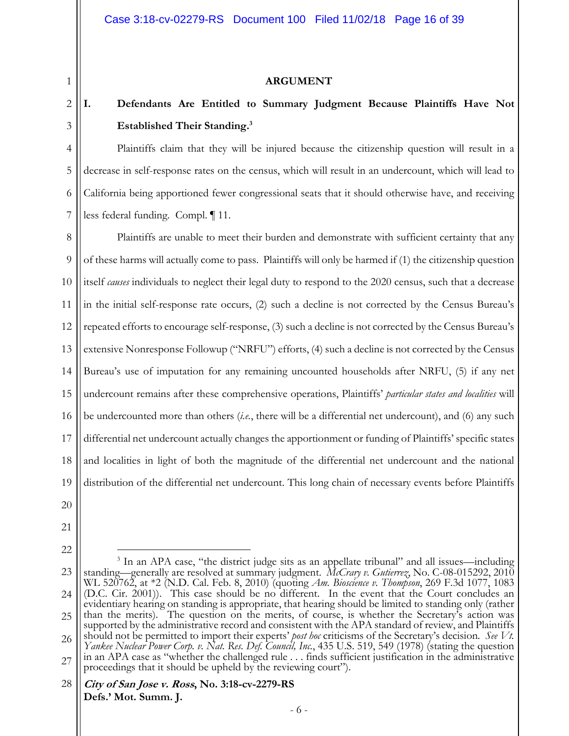## ARGUMENT

### I. Defendants Are Entitled to Summary Judgment Because Plaintiffs Have Not Established Their Standing.[3]

Plaintiffs claim that they will be injured because the citizenship question will result in a decrease in self-response rates on the census, which will result in an undercount, which will lead to California being apportioned fewer congressional seats that it should otherwise have, and receiving less federal funding. Compl. ¶ 11.

Plaintiffs are unable to meet their burden and demonstrate with sufficient certainty that any of these harms will actually come to pass. Plaintiffs will only be harmed if (1) the citizenship question itself *causes* individuals to neglect their legal duty to respond to the 2020 census, such that a decrease in the initial self-response rate occurs, (2) such a decline is not corrected by the Census Bureau's repeated efforts to encourage self-response, (3) such a decline is not corrected by the Census Bureau's extensive Nonresponse Followup ("NRFU") efforts, (4) such a decline is not corrected by the Census Bureau's use of imputation for any remaining uncounted households after NRFU, (5) if any net undercount remains after these comprehensive operations, Plaintiffs' *particular states and localities* will be undercounted more than others (*i.e.*, there will be a differential net undercount), and (6) any such differential net undercount actually changes the apportionment or funding of Plaintiffs' specific states and localities in light of both the magnitude of the differential net undercount and the national distribution of the differential net undercount. This long chain of necessary events before Plaintiffs

---

[3] In an APA case, "the district judge sits as an appellate tribunal" and all issues—including standing—generally are resolved at summary judgment. *McCrary v. Gutierrez*, No. C-08-015292, 2010 WL 520762, at *2 (N.D. Cal. Feb. 8, 2010) (quoting *Am. Bioscience v. Thompson*, 269 F.3d 1077, 1083 (D.C. Cir. 2001)). This case should be no different. In the event that the Court concludes an evidentiary hearing on standing is appropriate, that hearing should be limited to standing only (rather than the merits). The question on the merits, of course, is whether the Secretary's action was supported by the administrative record and consistent with the APA standard of review, and Plaintiffs should not be permitted to import their experts' *post hoc* criticisms of the Secretary's decision. *See Vt. Yankee Nuclear Power Corp. v. Nat. Res. Def. Council, Inc.*, 435 U.S. 519, 549 (1978) (stating the question in an APA case as "whether the challenged rule . . . finds sufficient justification in the administrative proceedings that it should be upheld by the reviewing court").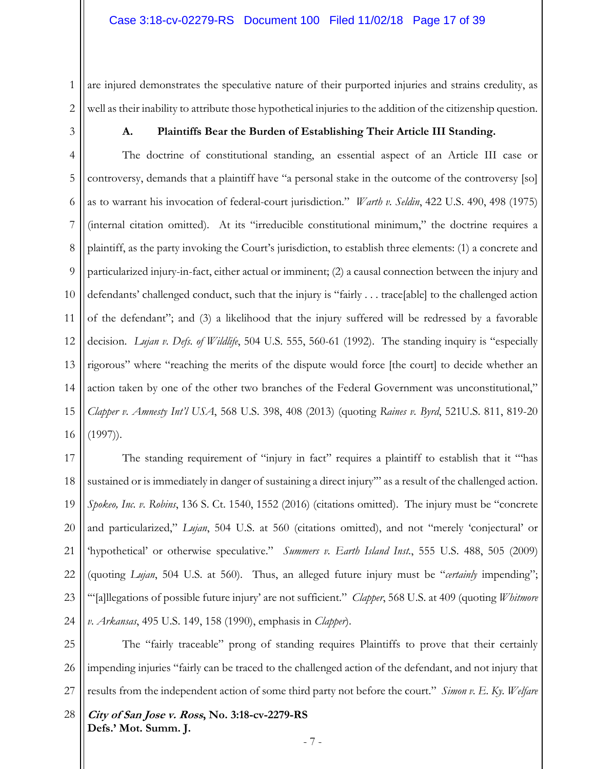are injured demonstrates the speculative nature of their purported injuries and strains credulity, as well as their inability to attribute those hypothetical injuries to the addition of the citizenship question.

### A. Plaintiffs Bear the Burden of Establishing Their Article III Standing.

The doctrine of constitutional standing, an essential aspect of an Article III case or controversy, demands that a plaintiff have "a personal stake in the outcome of the controversy [so] as to warrant his invocation of federal-court jurisdiction." *Warth v. Seldin*, 422 U.S. 490, 498 (1975) (internal citation omitted). At its "irreducible constitutional minimum," the doctrine requires a plaintiff, as the party invoking the Court's jurisdiction, to establish three elements: (1) a concrete and particularized injury-in-fact, either actual or imminent; (2) a causal connection between the injury and defendants' challenged conduct, such that the injury is "fairly . . . trace[able] to the challenged action of the defendant"; and (3) a likelihood that the injury suffered will be redressed by a favorable decision. *Lujan v. Defs. of Wildlife*, 504 U.S. 555, 560-61 (1992). The standing inquiry is "especially rigorous" where "reaching the merits of the dispute would force [the court] to decide whether an action taken by one of the other two branches of the Federal Government was unconstitutional," *Clapper v. Amnesty Int'l USA*, 568 U.S. 398, 408 (2013) (quoting *Raines v. Byrd*, 521U.S. 811, 819-20 (1997)).

The standing requirement of "injury in fact" requires a plaintiff to establish that it "'has sustained or is immediately in danger of sustaining a direct injury'" as a result of the challenged action. *Spokeo, Inc. v. Robins*, 136 S. Ct. 1540, 1552 (2016) (citations omitted). The injury must be "concrete and particularized," *Lujan*, 504 U.S. at 560 (citations omitted), and not "merely 'conjectural' or 'hypothetical' or otherwise speculative." *Summers v. Earth Island Inst.*, 555 U.S. 488, 505 (2009) (quoting *Lujan*, 504 U.S. at 560). Thus, an alleged future injury must be "*certainly* impending"; "'[a]llegations of possible future injury' are not sufficient." *Clapper*, 568 U.S. at 409 (quoting *Whitmore v. Arkansas*, 495 U.S. 149, 158 (1990), emphasis in *Clapper*).

The "fairly traceable" prong of standing requires Plaintiffs to prove that their certainly impending injuries "fairly can be traced to the challenged action of the defendant, and not injury that results from the independent action of some third party not before the court." *Simon v. E. Ky. Welfare*

***City of San Jose v. Ross*, No. 3:18-cv-2279-RS**
**Defs.' Mot. Summ. J.**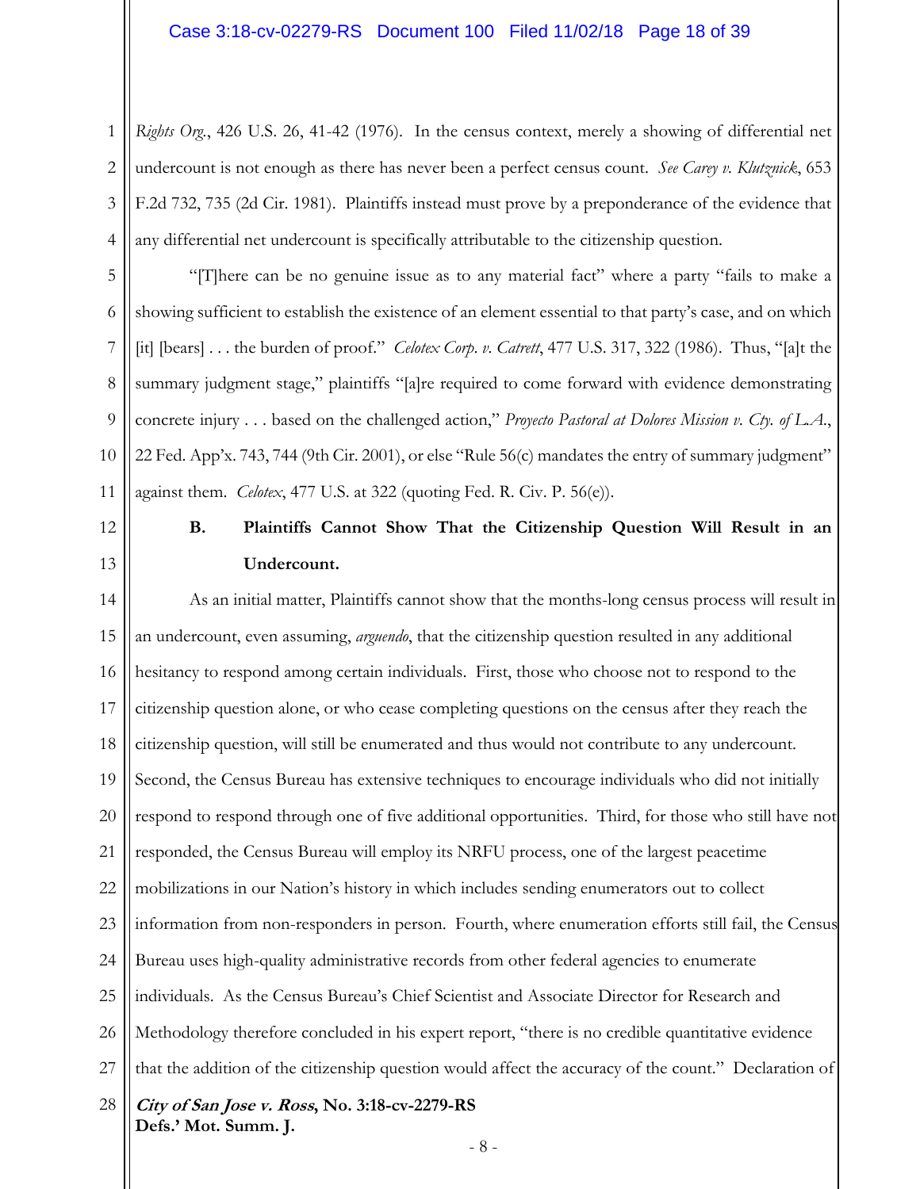*Rights Org.*, 426 U.S. 26, 41-42 (1976). In the census context, merely a showing of differential net undercount is not enough as there has never been a perfect census count. *See Carey v. Klutznick*, 653 F.2d 732, 735 (2d Cir. 1981). Plaintiffs instead must prove by a preponderance of the evidence that any differential net undercount is specifically attributable to the citizenship question.

"[T]here can be no genuine issue as to any material fact" where a party "fails to make a showing sufficient to establish the existence of an element essential to that party's case, and on which [it] [bears] . . . the burden of proof." *Celotex Corp. v. Catrett*, 477 U.S. 317, 322 (1986). Thus, "[a]t the summary judgment stage," plaintiffs "[a]re required to come forward with evidence demonstrating concrete injury . . . based on the challenged action," *Proyecto Pastoral at Dolores Mission v. Cty. of L.A.*, 22 Fed. App'x. 743, 744 (9th Cir. 2001), or else "Rule 56(c) mandates the entry of summary judgment" against them. *Celotex*, 477 U.S. at 322 (quoting Fed. R. Civ. P. 56(e)).

**B. Plaintiffs Cannot Show That the Citizenship Question Will Result in an Undercount.**

As an initial matter, Plaintiffs cannot show that the months-long census process will result in an undercount, even assuming, *arguendo*, that the citizenship question resulted in any additional hesitancy to respond among certain individuals. First, those who choose not to respond to the citizenship question alone, or who cease completing questions on the census after they reach the citizenship question, will still be enumerated and thus would not contribute to any undercount. Second, the Census Bureau has extensive techniques to encourage individuals who did not initially respond to respond through one of five additional opportunities. Third, for those who still have not responded, the Census Bureau will employ its NRFU process, one of the largest peacetime mobilizations in our Nation's history in which includes sending enumerators out to collect information from non-responders in person. Fourth, where enumeration efforts still fail, the Census Bureau uses high-quality administrative records from other federal agencies to enumerate individuals. As the Census Bureau's Chief Scientist and Associate Director for Research and Methodology therefore concluded in his expert report, "there is no credible quantitative evidence that the addition of the citizenship question would affect the accuracy of the count." Declaration of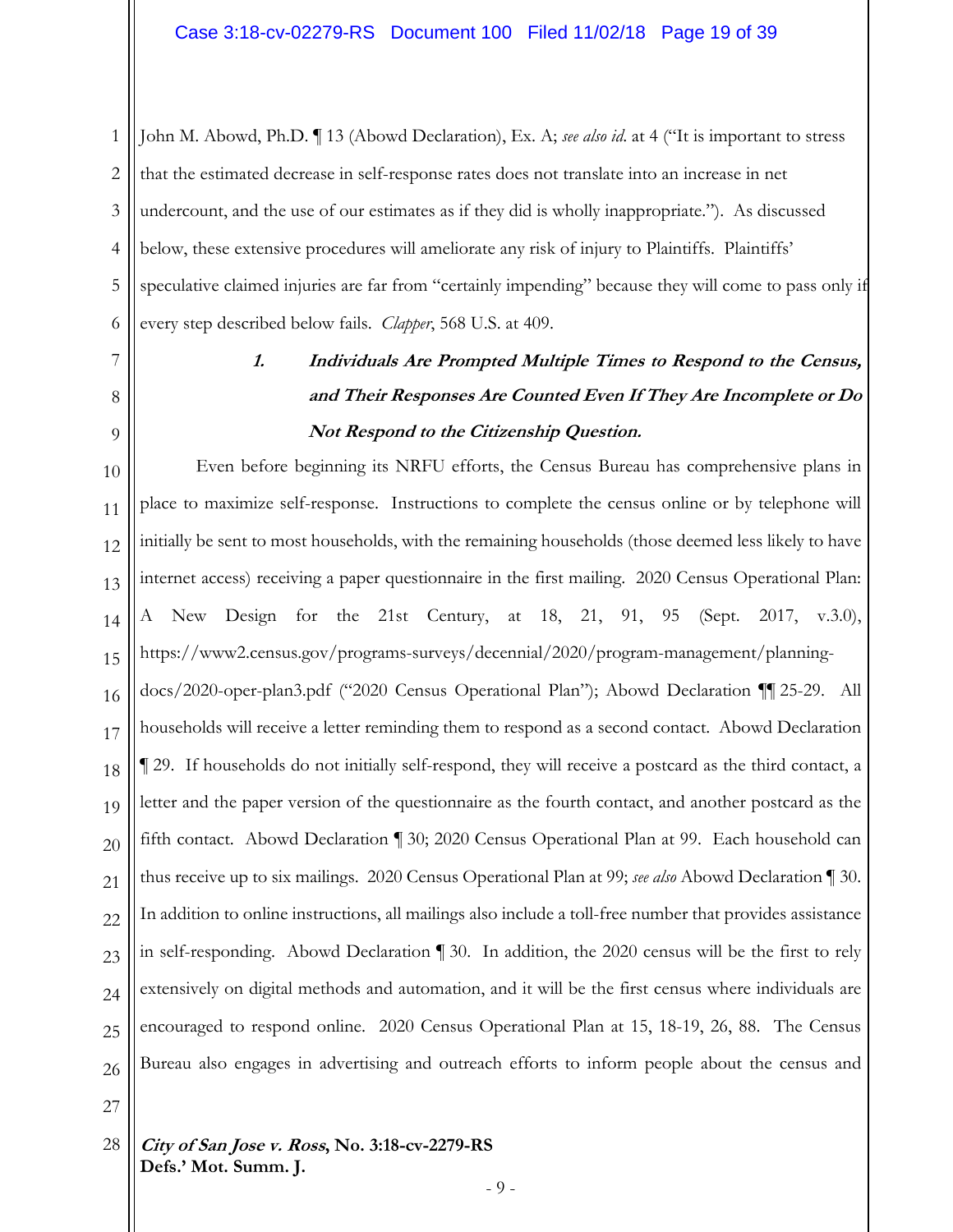John M. Abowd, Ph.D. ¶ 13 (Abowd Declaration), Ex. A; *see also id.* at 4 ("It is important to stress that the estimated decrease in self-response rates does not translate into an increase in net undercount, and the use of our estimates as if they did is wholly inappropriate."). As discussed below, these extensive procedures will ameliorate any risk of injury to Plaintiffs. Plaintiffs' speculative claimed injuries are far from "certainly impending" because they will come to pass only if every step described below fails. *Clapper*, 568 U.S. at 409.

### ***1. Individuals Are Prompted Multiple Times to Respond to the Census, and Their Responses Are Counted Even If They Are Incomplete or Do Not Respond to the Citizenship Question.***

Even before beginning its NRFU efforts, the Census Bureau has comprehensive plans in place to maximize self-response. Instructions to complete the census online or by telephone will initially be sent to most households, with the remaining households (those deemed less likely to have internet access) receiving a paper questionnaire in the first mailing. 2020 Census Operational Plan: A New Design for the 21st Century, at 18, 21, 91, 95 (Sept. 2017, v.3.0), https://www2.census.gov/programs-surveys/decennial/2020/program-management/planning-docs/2020-oper-plan3.pdf ("2020 Census Operational Plan"); Abowd Declaration ¶¶ 25-29. All households will receive a letter reminding them to respond as a second contact. Abowd Declaration ¶ 29. If households do not initially self-respond, they will receive a postcard as the third contact, a letter and the paper version of the questionnaire as the fourth contact, and another postcard as the fifth contact. Abowd Declaration ¶ 30; 2020 Census Operational Plan at 99. Each household can thus receive up to six mailings. 2020 Census Operational Plan at 99; *see also* Abowd Declaration ¶ 30. In addition to online instructions, all mailings also include a toll-free number that provides assistance in self-responding. Abowd Declaration ¶ 30. In addition, the 2020 census will be the first to rely extensively on digital methods and automation, and it will be the first census where individuals are encouraged to respond online. 2020 Census Operational Plan at 15, 18-19, 26, 88. The Census Bureau also engages in advertising and outreach efforts to inform people about the census and

***City of San Jose v. Ross*, No. 3:18-cv-2279-RS**
**Defs.' Mot. Summ. J.**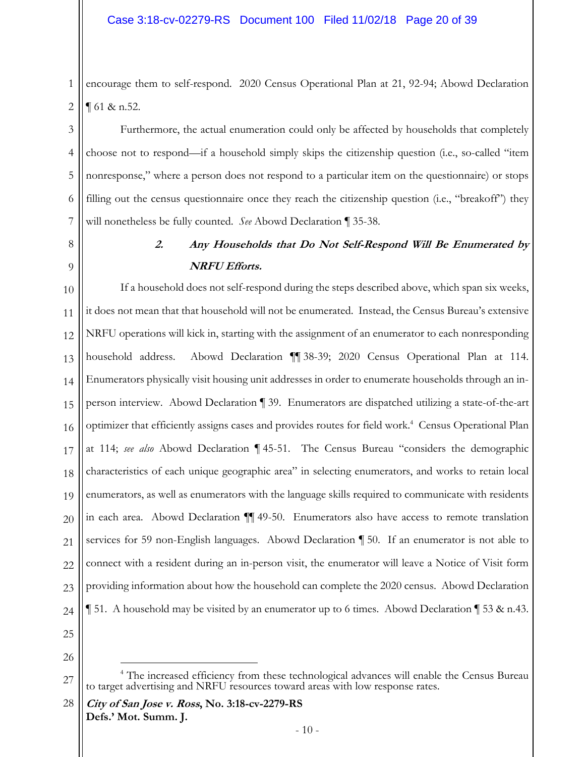encourage them to self-respond. 2020 Census Operational Plan at 21, 92-94; Abowd Declaration ¶ 61 & n.52.

Furthermore, the actual enumeration could only be affected by households that completely choose not to respond—if a household simply skips the citizenship question (i.e., so-called "item nonresponse," where a person does not respond to a particular item on the questionnaire) or stops filling out the census questionnaire once they reach the citizenship question (i.e., "breakoff") they will nonetheless be fully counted. *See* Abowd Declaration ¶ 35-38.

### ***2. Any Households that Do Not Self-Respond Will Be Enumerated by NRFU Efforts.***

If a household does not self-respond during the steps described above, which span six weeks, it does not mean that that household will not be enumerated. Instead, the Census Bureau's extensive NRFU operations will kick in, starting with the assignment of an enumerator to each nonresponding household address. Abowd Declaration ¶¶ 38-39; 2020 Census Operational Plan at 114. Enumerators physically visit housing unit addresses in order to enumerate households through an in-person interview. Abowd Declaration ¶ 39. Enumerators are dispatched utilizing a state-of-the-art optimizer that efficiently assigns cases and provides routes for field work.[4] Census Operational Plan at 114; *see also* Abowd Declaration ¶ 45-51. The Census Bureau "considers the demographic characteristics of each unique geographic area" in selecting enumerators, and works to retain local enumerators, as well as enumerators with the language skills required to communicate with residents in each area. Abowd Declaration ¶¶ 49-50. Enumerators also have access to remote translation services for 59 non-English languages. Abowd Declaration ¶ 50. If an enumerator is not able to connect with a resident during an in-person visit, the enumerator will leave a Notice of Visit form providing information about how the household can complete the 2020 census. Abowd Declaration ¶ 51. A household may be visited by an enumerator up to 6 times. Abowd Declaration ¶ 53 & n.43.

---

[4] The increased efficiency from these technological advances will enable the Census Bureau to target advertising and NRFU resources toward areas with low response rates.

***City of San Jose v. Ross*, No. 3:18-cv-2279-RS**
**Defs.' Mot. Summ. J.**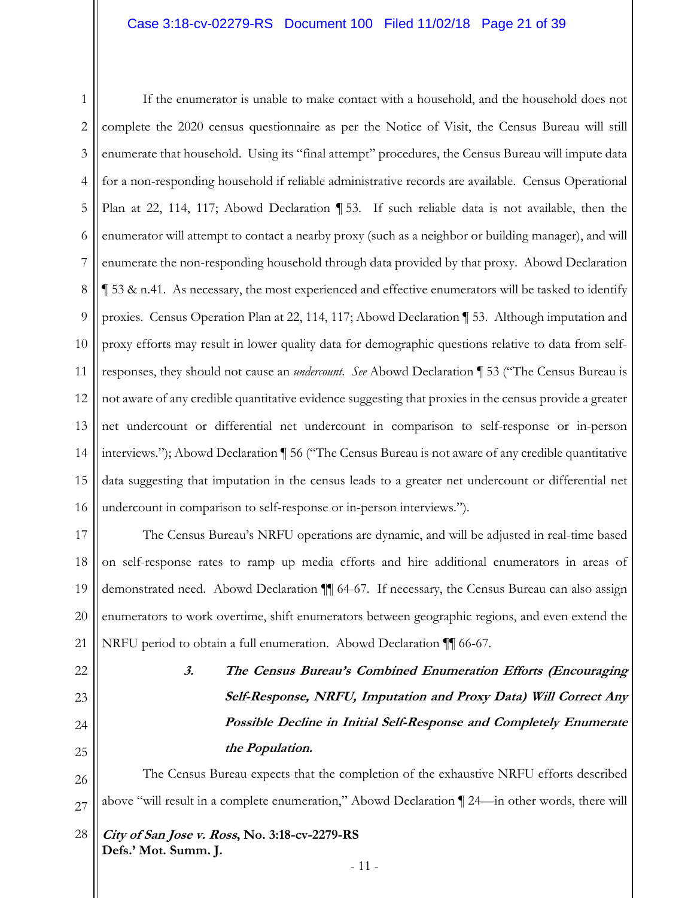If the enumerator is unable to make contact with a household, and the household does not complete the 2020 census questionnaire as per the Notice of Visit, the Census Bureau will still enumerate that household. Using its "final attempt" procedures, the Census Bureau will impute data for a non-responding household if reliable administrative records are available. Census Operational Plan at 22, 114, 117; Abowd Declaration ¶ 53. If such reliable data is not available, then the enumerator will attempt to contact a nearby proxy (such as a neighbor or building manager), and will enumerate the non-responding household through data provided by that proxy. Abowd Declaration ¶ 53 & n.41. As necessary, the most experienced and effective enumerators will be tasked to identify proxies. Census Operation Plan at 22, 114, 117; Abowd Declaration ¶ 53. Although imputation and proxy efforts may result in lower quality data for demographic questions relative to data from self-responses, they should not cause an *undercount*. *See* Abowd Declaration ¶ 53 ("The Census Bureau is not aware of any credible quantitative evidence suggesting that proxies in the census provide a greater net undercount or differential net undercount in comparison to self-response or in-person interviews."); Abowd Declaration ¶ 56 ("The Census Bureau is not aware of any credible quantitative data suggesting that imputation in the census leads to a greater net undercount or differential net undercount in comparison to self-response or in-person interviews.").

The Census Bureau's NRFU operations are dynamic, and will be adjusted in real-time based on self-response rates to ramp up media efforts and hire additional enumerators in areas of demonstrated need. Abowd Declaration ¶¶ 64-67. If necessary, the Census Bureau can also assign enumerators to work overtime, shift enumerators between geographic regions, and even extend the NRFU period to obtain a full enumeration. Abowd Declaration ¶¶ 66-67.

### ***3. The Census Bureau's Combined Enumeration Efforts (Encouraging Self-Response, NRFU, Imputation and Proxy Data) Will Correct Any Possible Decline in Initial Self-Response and Completely Enumerate the Population.***

The Census Bureau expects that the completion of the exhaustive NRFU efforts described above "will result in a complete enumeration," Abowd Declaration ¶ 24—in other words, there will

***City of San Jose v. Ross*, No. 3:18-cv-2279-RS**
**Defs.' Mot. Summ. J.**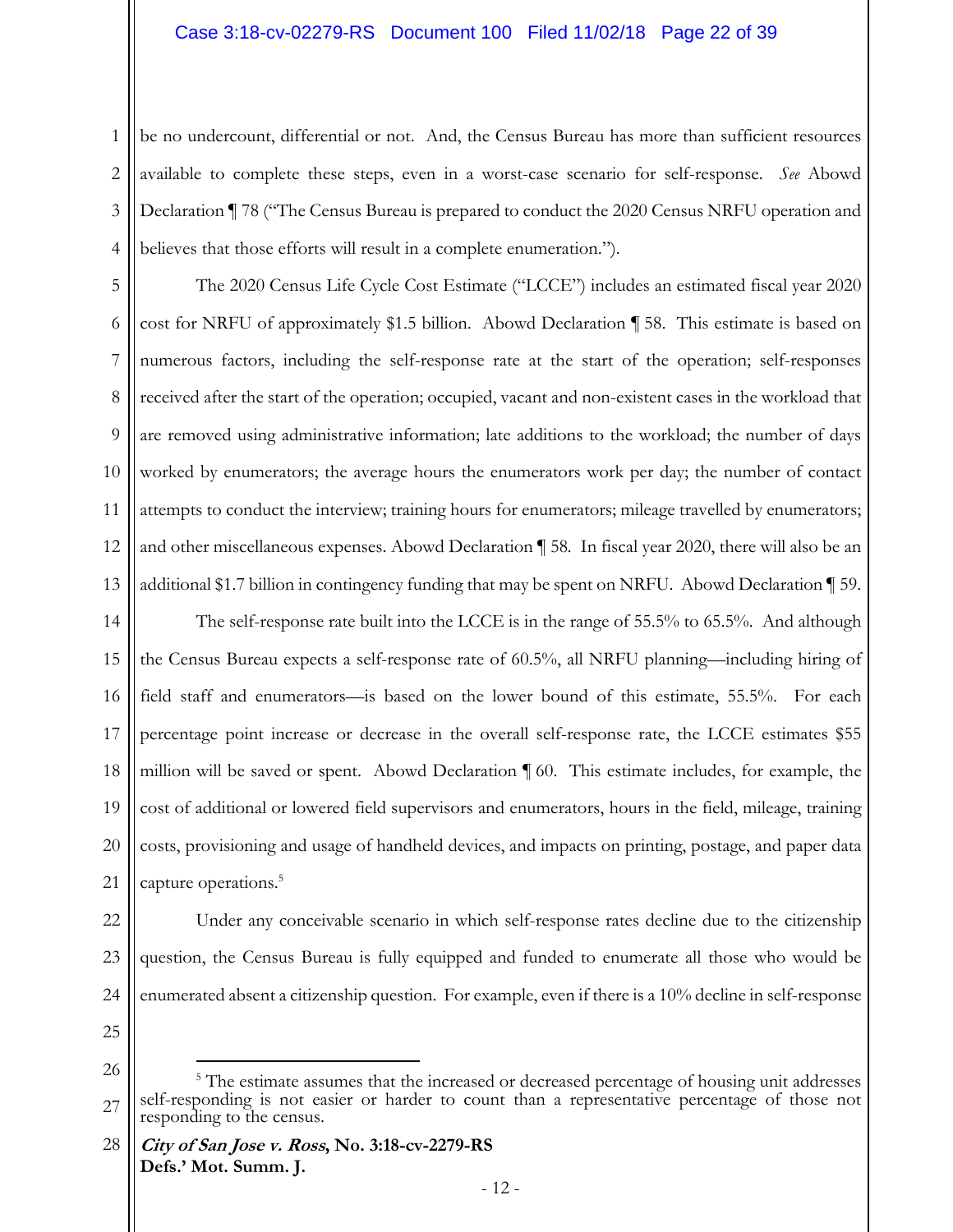be no undercount, differential or not. And, the Census Bureau has more than sufficient resources available to complete these steps, even in a worst-case scenario for self-response. *See* Abowd Declaration ¶ 78 ("The Census Bureau is prepared to conduct the 2020 Census NRFU operation and believes that those efforts will result in a complete enumeration.").

The 2020 Census Life Cycle Cost Estimate ("LCCE") includes an estimated fiscal year 2020 cost for NRFU of approximately $1.5 billion. Abowd Declaration ¶ 58. This estimate is based on numerous factors, including the self-response rate at the start of the operation; self-responses received after the start of the operation; occupied, vacant and non-existent cases in the workload that are removed using administrative information; late additions to the workload; the number of days worked by enumerators; the average hours the enumerators work per day; the number of contact attempts to conduct the interview; training hours for enumerators; mileage travelled by enumerators; and other miscellaneous expenses. Abowd Declaration ¶ 58. In fiscal year 2020, there will also be an additional $1.7 billion in contingency funding that may be spent on NRFU. Abowd Declaration ¶ 59.

The self-response rate built into the LCCE is in the range of 55.5% to 65.5%. And although the Census Bureau expects a self-response rate of 60.5%, all NRFU planning—including hiring of field staff and enumerators—is based on the lower bound of this estimate, 55.5%. For each percentage point increase or decrease in the overall self-response rate, the LCCE estimates $55 million will be saved or spent. Abowd Declaration ¶ 60. This estimate includes, for example, the cost of additional or lowered field supervisors and enumerators, hours in the field, mileage, training costs, provisioning and usage of handheld devices, and impacts on printing, postage, and paper data capture operations.[5]

Under any conceivable scenario in which self-response rates decline due to the citizenship question, the Census Bureau is fully equipped and funded to enumerate all those who would be enumerated absent a citizenship question. For example, even if there is a 10% decline in self-response

[5] The estimate assumes that the increased or decreased percentage of housing unit addresses self-responding is not easier or harder to count than a representative percentage of those not responding to the census.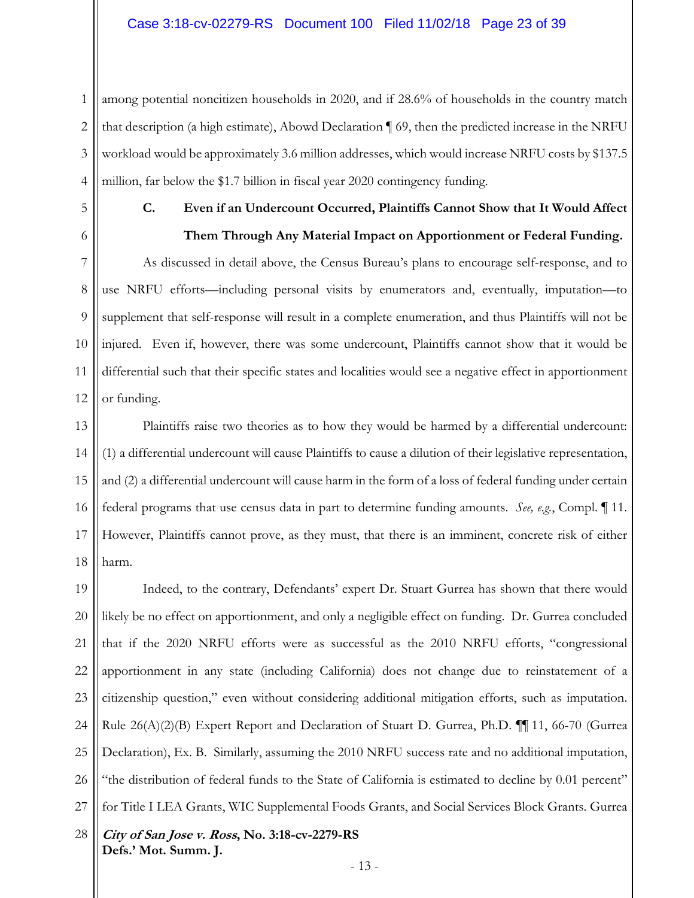among potential noncitizen households in 2020, and if 28.6% of households in the country match that description (a high estimate), Abowd Declaration ¶ 69, then the predicted increase in the NRFU workload would be approximately 3.6 million addresses, which would increase NRFU costs by $137.5 million, far below the $1.7 billion in fiscal year 2020 contingency funding.

### C. Even if an Undercount Occurred, Plaintiffs Cannot Show that It Would Affect Them Through Any Material Impact on Apportionment or Federal Funding.

As discussed in detail above, the Census Bureau's plans to encourage self-response, and to use NRFU efforts—including personal visits by enumerators and, eventually, imputation—to supplement that self-response will result in a complete enumeration, and thus Plaintiffs will not be injured. Even if, however, there was some undercount, Plaintiffs cannot show that it would be differential such that their specific states and localities would see a negative effect in apportionment or funding.

Plaintiffs raise two theories as to how they would be harmed by a differential undercount: (1) a differential undercount will cause Plaintiffs to cause a dilution of their legislative representation, and (2) a differential undercount will cause harm in the form of a loss of federal funding under certain federal programs that use census data in part to determine funding amounts. *See, e.g.*, Compl. ¶ 11. However, Plaintiffs cannot prove, as they must, that there is an imminent, concrete risk of either harm.

Indeed, to the contrary, Defendants' expert Dr. Stuart Gurrea has shown that there would likely be no effect on apportionment, and only a negligible effect on funding. Dr. Gurrea concluded that if the 2020 NRFU efforts were as successful as the 2010 NRFU efforts, "congressional apportionment in any state (including California) does not change due to reinstatement of a citizenship question," even without considering additional mitigation efforts, such as imputation. Rule 26(A)(2)(B) Expert Report and Declaration of Stuart D. Gurrea, Ph.D. ¶¶ 11, 66-70 (Gurrea Declaration), Ex. B. Similarly, assuming the 2010 NRFU success rate and no additional imputation, "the distribution of federal funds to the State of California is estimated to decline by 0.01 percent" for Title I LEA Grants, WIC Supplemental Foods Grants, and Social Services Block Grants. Gurrea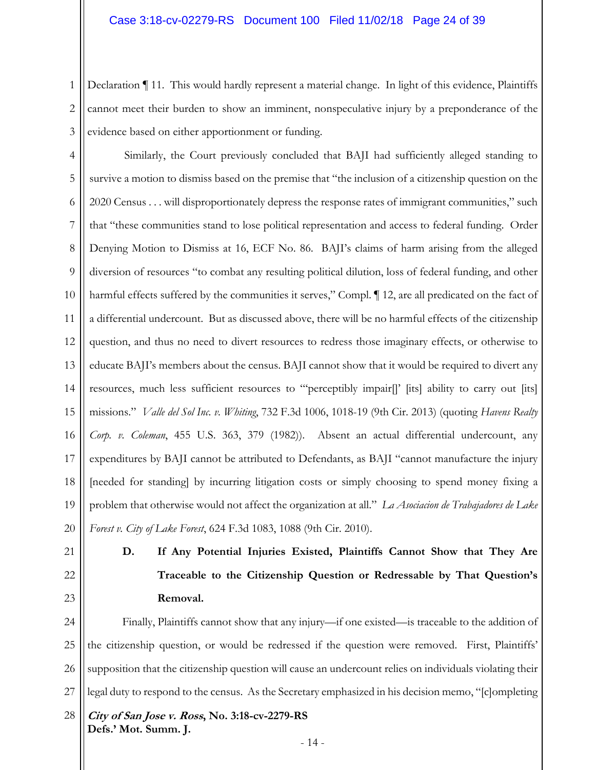Declaration ¶ 11. This would hardly represent a material change. In light of this evidence, Plaintiffs cannot meet their burden to show an imminent, nonspeculative injury by a preponderance of the evidence based on either apportionment or funding.

Similarly, the Court previously concluded that BAJI had sufficiently alleged standing to survive a motion to dismiss based on the premise that "the inclusion of a citizenship question on the 2020 Census . . . will disproportionately depress the response rates of immigrant communities," such that "these communities stand to lose political representation and access to federal funding. Order Denying Motion to Dismiss at 16, ECF No. 86. BAJI's claims of harm arising from the alleged diversion of resources "to combat any resulting political dilution, loss of federal funding, and other harmful effects suffered by the communities it serves," Compl. ¶ 12, are all predicated on the fact of a differential undercount. But as discussed above, there will be no harmful effects of the citizenship question, and thus no need to divert resources to redress those imaginary effects, or otherwise to educate BAJI's members about the census. BAJI cannot show that it would be required to divert any resources, much less sufficient resources to "'perceptibly impair[]' [its] ability to carry out [its] missions." *Valle del Sol Inc. v. Whiting*, 732 F.3d 1006, 1018-19 (9th Cir. 2013) (quoting *Havens Realty Corp. v. Coleman*, 455 U.S. 363, 379 (1982)). Absent an actual differential undercount, any expenditures by BAJI cannot be attributed to Defendants, as BAJI "cannot manufacture the injury [needed for standing] by incurring litigation costs or simply choosing to spend money fixing a problem that otherwise would not affect the organization at all." *La Asociacion de Trabajadores de Lake Forest v. City of Lake Forest*, 624 F.3d 1083, 1088 (9th Cir. 2010).

### D. If Any Potential Injuries Existed, Plaintiffs Cannot Show that They Are Traceable to the Citizenship Question or Redressable by That Question's Removal.

Finally, Plaintiffs cannot show that any injury—if one existed—is traceable to the addition of the citizenship question, or would be redressed if the question were removed. First, Plaintiffs' supposition that the citizenship question will cause an undercount relies on individuals violating their legal duty to respond to the census. As the Secretary emphasized in his decision memo, "[c]ompleting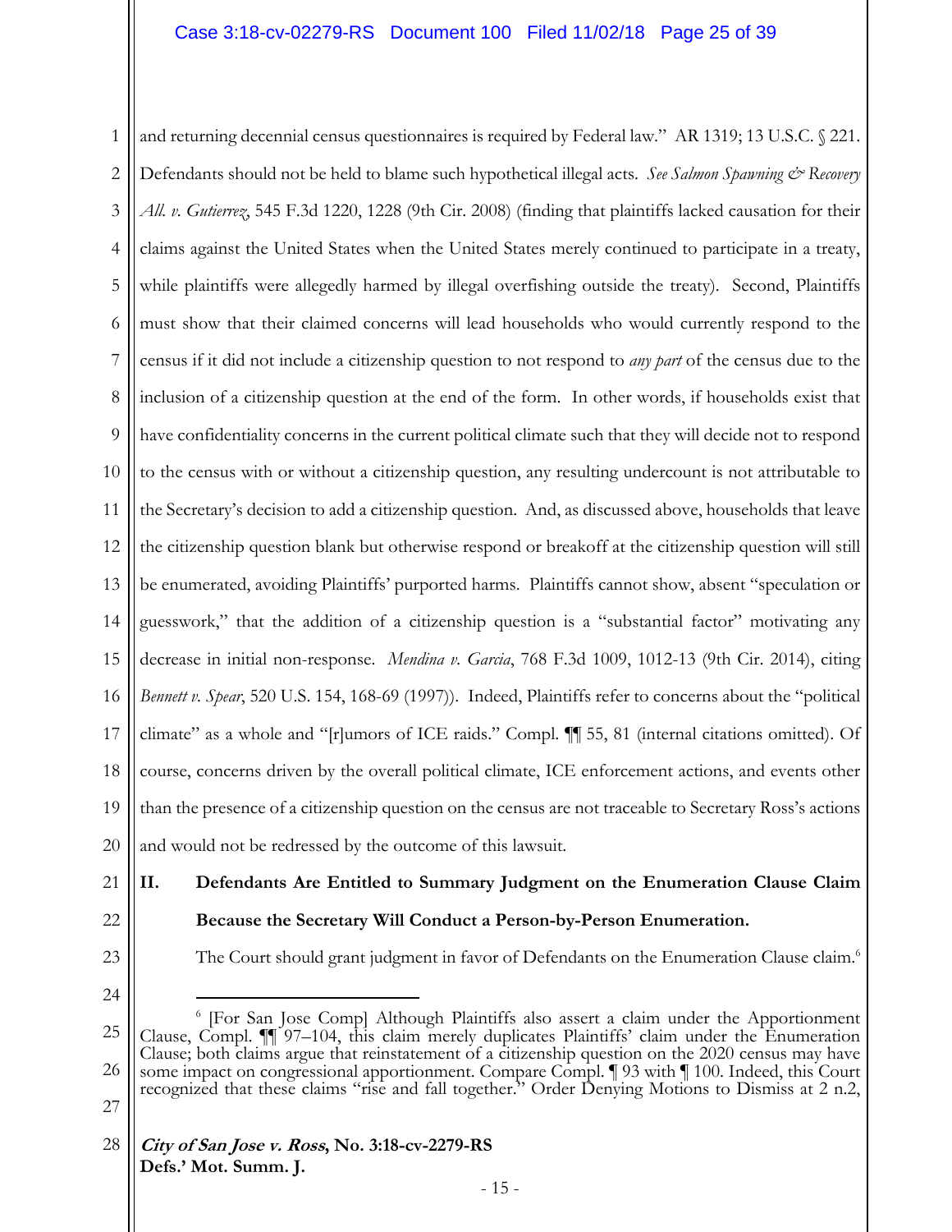and returning decennial census questionnaires is required by Federal law." AR 1319; 13 U.S.C. § 221. Defendants should not be held to blame such hypothetical illegal acts. *See Salmon Spawning & Recovery All. v. Gutierrez*, 545 F.3d 1220, 1228 (9th Cir. 2008) (finding that plaintiffs lacked causation for their claims against the United States when the United States merely continued to participate in a treaty, while plaintiffs were allegedly harmed by illegal overfishing outside the treaty). Second, Plaintiffs must show that their claimed concerns will lead households who would currently respond to the census if it did not include a citizenship question to not respond to *any part* of the census due to the inclusion of a citizenship question at the end of the form. In other words, if households exist that have confidentiality concerns in the current political climate such that they will decide not to respond to the census with or without a citizenship question, any resulting undercount is not attributable to the Secretary's decision to add a citizenship question. And, as discussed above, households that leave the citizenship question blank but otherwise respond or breakoff at the citizenship question will still be enumerated, avoiding Plaintiffs' purported harms. Plaintiffs cannot show, absent "speculation or guesswork," that the addition of a citizenship question is a "substantial factor" motivating any decrease in initial non-response. *Mendina v. Garcia*, 768 F.3d 1009, 1012-13 (9th Cir. 2014), citing *Bennett v. Spear*, 520 U.S. 154, 168-69 (1997)). Indeed, Plaintiffs refer to concerns about the "political climate" as a whole and "[r]umors of ICE raids." Compl. ¶¶ 55, 81 (internal citations omitted). Of course, concerns driven by the overall political climate, ICE enforcement actions, and events other than the presence of a citizenship question on the census are not traceable to Secretary Ross's actions and would not be redressed by the outcome of this lawsuit.

## II. Defendants Are Entitled to Summary Judgment on the Enumeration Clause Claim Because the Secretary Will Conduct a Person-by-Person Enumeration.

The Court should grant judgment in favor of Defendants on the Enumeration Clause claim.[6]

[6] [For San Jose Comp] Although Plaintiffs also assert a claim under the Apportionment Clause, Compl. ¶¶ 97–104, this claim merely duplicates Plaintiffs' claim under the Enumeration Clause; both claims argue that reinstatement of a citizenship question on the 2020 census may have some impact on congressional apportionment. Compare Compl. ¶ 93 with ¶ 100. Indeed, this Court recognized that these claims "rise and fall together." Order Denying Motions to Dismiss at 2 n.2,

***City of San Jose v. Ross*, No. 3:18-cv-2279-RS**
**Defs.' Mot. Summ. J.**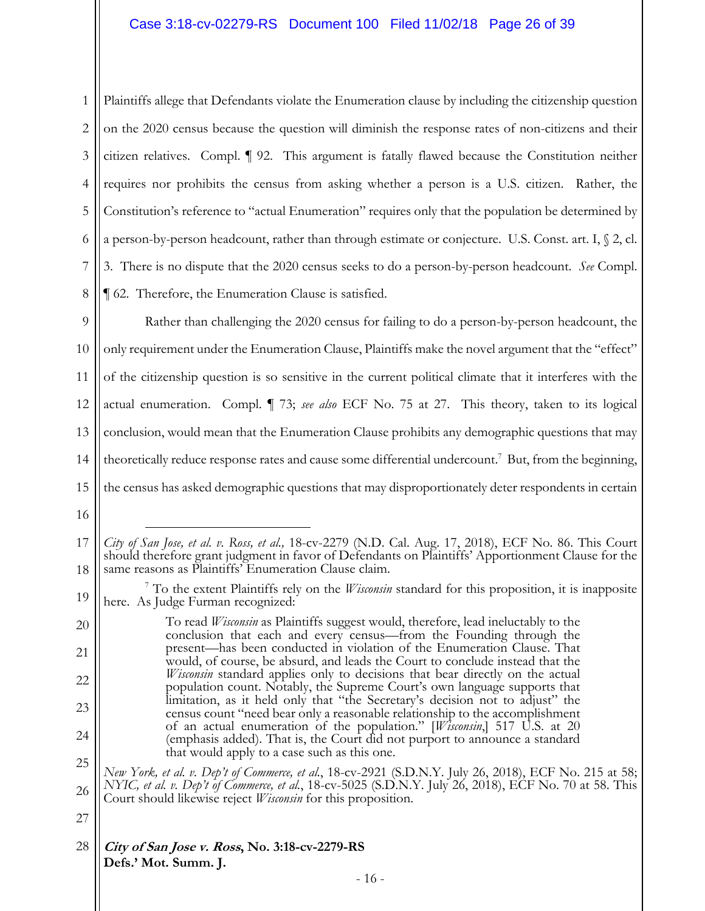Plaintiffs allege that Defendants violate the Enumeration clause by including the citizenship question on the 2020 census because the question will diminish the response rates of non-citizens and their citizen relatives. Compl. ¶ 92. This argument is fatally flawed because the Constitution neither requires nor prohibits the census from asking whether a person is a U.S. citizen. Rather, the Constitution's reference to "actual Enumeration" requires only that the population be determined by a person-by-person headcount, rather than through estimate or conjecture. U.S. Const. art. I, § 2, cl. 3. There is no dispute that the 2020 census seeks to do a person-by-person headcount. *See* Compl. ¶ 62. Therefore, the Enumeration Clause is satisfied.

Rather than challenging the 2020 census for failing to do a person-by-person headcount, the only requirement under the Enumeration Clause, Plaintiffs make the novel argument that the "effect" of the citizenship question is so sensitive in the current political climate that it interferes with the actual enumeration. Compl. ¶ 73; *see also* ECF No. 75 at 27. This theory, taken to its logical conclusion, would mean that the Enumeration Clause prohibits any demographic questions that may theoretically reduce response rates and cause some differential undercount.[7] But, from the beginning, the census has asked demographic questions that may disproportionately deter respondents in certain

---

*City of San Jose, et al. v. Ross, et al.,* 18-cv-2279 (N.D. Cal. Aug. 17, 2018), ECF No. 86. This Court should therefore grant judgment in favor of Defendants on Plaintiffs' Apportionment Clause for the same reasons as Plaintiffs' Enumeration Clause claim.

[7] To the extent Plaintiffs rely on the *Wisconsin* standard for this proposition, it is inapposite here. As Judge Furman recognized:

> To read *Wisconsin* as Plaintiffs suggest would, therefore, lead ineluctably to the conclusion that each and every census—from the Founding through the present—has been conducted in violation of the Enumeration Clause. That would, of course, be absurd, and leads the Court to conclude instead that the *Wisconsin* standard applies only to decisions that bear directly on the actual population count. Notably, the Supreme Court's own language supports that limitation, as it held only that "the Secretary's decision not to adjust" the census count "need bear only a reasonable relationship to the accomplishment of an actual enumeration of the population." [*Wisconsin*,] 517 U.S. at 20 (emphasis added). That is, the Court did not purport to announce a standard that would apply to a case such as this one.

*New York, et al. v. Dep't of Commerce, et al.*, 18-cv-2921 (S.D.N.Y. July 26, 2018), ECF No. 215 at 58; *NYIC, et al. v. Dep't of Commerce, et al.*, 18-cv-5025 (S.D.N.Y. July 26, 2018), ECF No. 70 at 58. This Court should likewise reject *Wisconsin* for this proposition.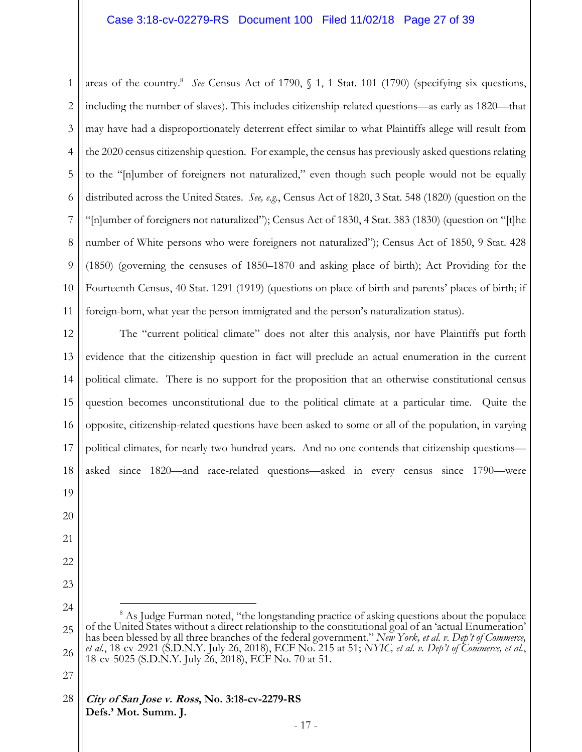areas of the country.[8] *See* Census Act of 1790, § 1, 1 Stat. 101 (1790) (specifying six questions, including the number of slaves). This includes citizenship-related questions—as early as 1820—that may have had a disproportionately deterrent effect similar to what Plaintiffs allege will result from the 2020 census citizenship question. For example, the census has previously asked questions relating to the "[n]umber of foreigners not naturalized," even though such people would not be equally distributed across the United States. *See, e.g.*, Census Act of 1820, 3 Stat. 548 (1820) (question on the "[n]umber of foreigners not naturalized"); Census Act of 1830, 4 Stat. 383 (1830) (question on "[t]he number of White persons who were foreigners not naturalized"); Census Act of 1850, 9 Stat. 428 (1850) (governing the censuses of 1850–1870 and asking place of birth); Act Providing for the Fourteenth Census, 40 Stat. 1291 (1919) (questions on place of birth and parents' places of birth; if foreign-born, what year the person immigrated and the person's naturalization status).

The "current political climate" does not alter this analysis, nor have Plaintiffs put forth evidence that the citizenship question in fact will preclude an actual enumeration in the current political climate. There is no support for the proposition that an otherwise constitutional census question becomes unconstitutional due to the political climate at a particular time. Quite the opposite, citizenship-related questions have been asked to some or all of the population, in varying political climates, for nearly two hundred years. And no one contends that citizenship questions—asked since 1820—and race-related questions—asked in every census since 1790—were

---

[8] As Judge Furman noted, "the longstanding practice of asking questions about the populace of the United States without a direct relationship to the constitutional goal of an 'actual Enumeration' has been blessed by all three branches of the federal government." *New York, et al. v. Dep't of Commerce, et al.*, 18-cv-2921 (S.D.N.Y. July 26, 2018), ECF No. 215 at 51; *NYIC, et al. v. Dep't of Commerce, et al.*, 18-cv-5025 (S.D.N.Y. July 26, 2018), ECF No. 70 at 51.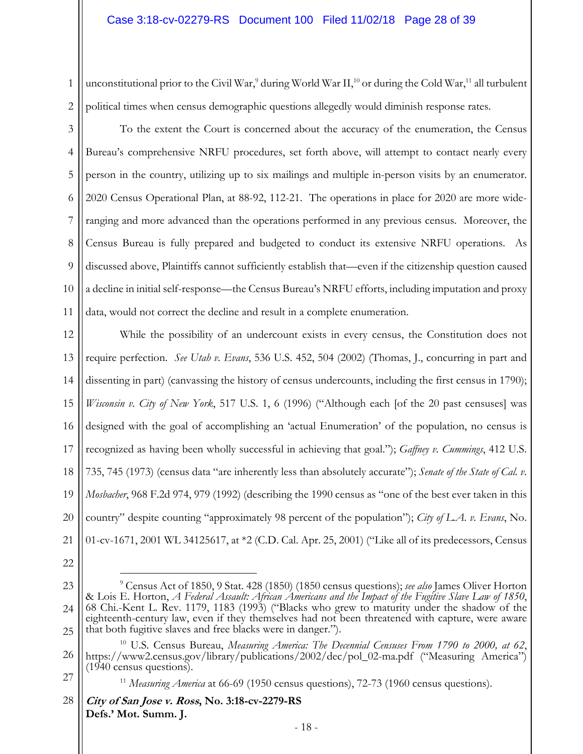unconstitutional prior to the Civil War,[9] during World War II,[10] or during the Cold War,[11] all turbulent political times when census demographic questions allegedly would diminish response rates.

To the extent the Court is concerned about the accuracy of the enumeration, the Census Bureau's comprehensive NRFU procedures, set forth above, will attempt to contact nearly every person in the country, utilizing up to six mailings and multiple in-person visits by an enumerator. 2020 Census Operational Plan, at 88-92, 112-21. The operations in place for 2020 are more wide-ranging and more advanced than the operations performed in any previous census. Moreover, the Census Bureau is fully prepared and budgeted to conduct its extensive NRFU operations. As discussed above, Plaintiffs cannot sufficiently establish that—even if the citizenship question caused a decline in initial self-response—the Census Bureau's NRFU efforts, including imputation and proxy data, would not correct the decline and result in a complete enumeration.

While the possibility of an undercount exists in every census, the Constitution does not require perfection. *See Utah v. Evans*, 536 U.S. 452, 504 (2002) (Thomas, J., concurring in part and dissenting in part) (canvassing the history of census undercounts, including the first census in 1790); *Wisconsin v. City of New York*, 517 U.S. 1, 6 (1996) ("Although each [of the 20 past censuses] was designed with the goal of accomplishing an 'actual Enumeration' of the population, no census is recognized as having been wholly successful in achieving that goal."); *Gaffney v. Cummings*, 412 U.S. 735, 745 (1973) (census data "are inherently less than absolutely accurate"); *Senate of the State of Cal. v. Mosbacher*, 968 F.2d 974, 979 (1992) (describing the 1990 census as "one of the best ever taken in this country" despite counting "approximately 98 percent of the population"); *City of L.A. v. Evans*, No. 01-cv-1671, 2001 WL 34125617, at *2 (C.D. Cal. Apr. 25, 2001) ("Like all of its predecessors, Census

---

[9] Census Act of 1850, 9 Stat. 428 (1850) (1850 census questions); *see also* James Oliver Horton & Lois E. Horton, *A Federal Assault: African Americans and the Impact of the Fugitive Slave Law of 1850*, 68 Chi.-Kent L. Rev. 1179, 1183 (1993) ("Blacks who grew to maturity under the shadow of the eighteenth-century law, even if they themselves had not been threatened with capture, were aware that both fugitive slaves and free blacks were in danger.").

[10] U.S. Census Bureau, *Measuring America: The Decennial Censuses From 1790 to 2000, at 62*, https://www2.census.gov/library/publications/2002/dec/pol_02-ma.pdf ("Measuring America") (1940 census questions).

[11] *Measuring America* at 66-69 (1950 census questions), 72-73 (1960 census questions).

***City of San Jose v. Ross*, No. 3:18-cv-2279-RS**
**Defs.' Mot. Summ. J.**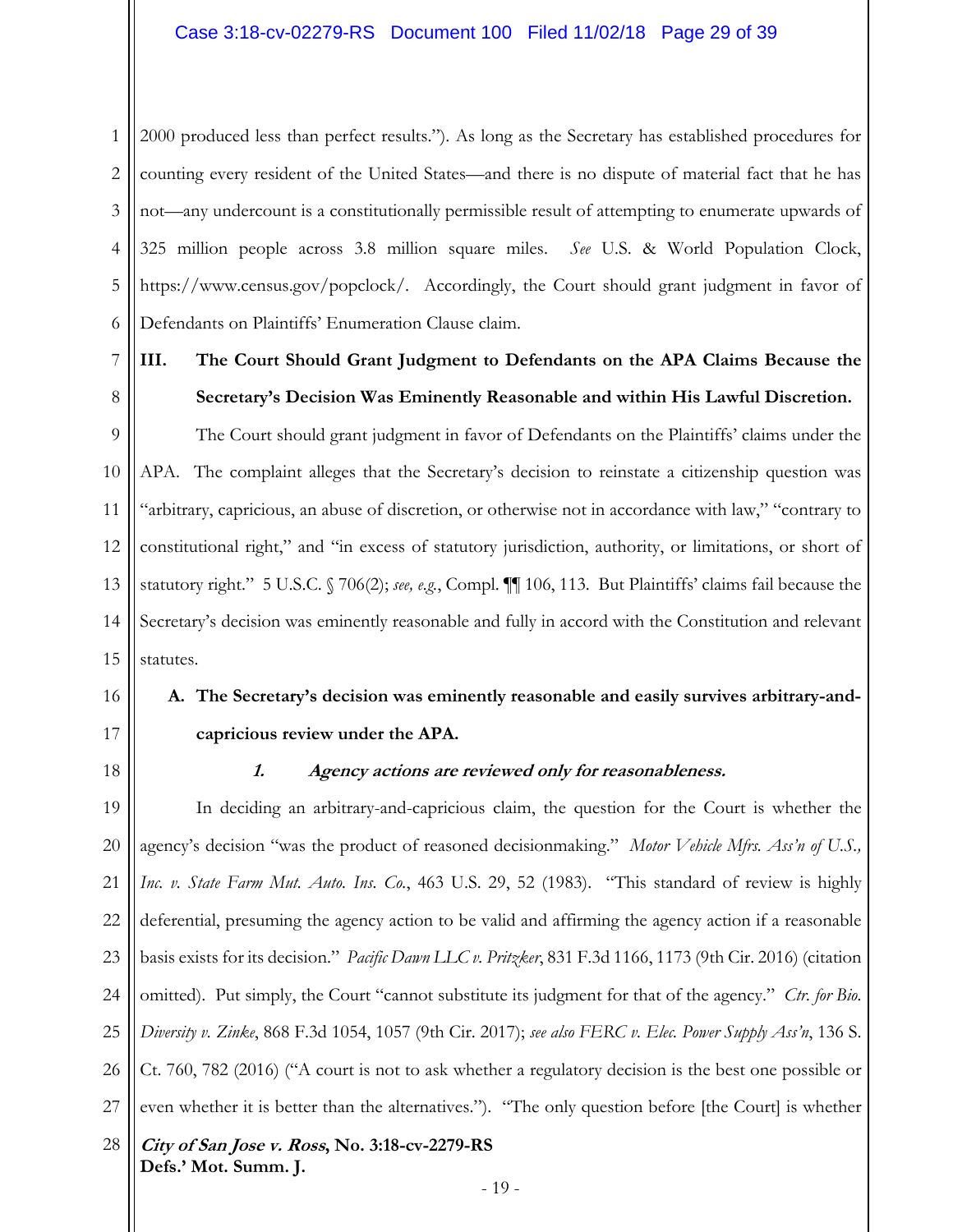2000 produced less than perfect results."). As long as the Secretary has established procedures for counting every resident of the United States—and there is no dispute of material fact that he has not—any undercount is a constitutionally permissible result of attempting to enumerate upwards of 325 million people across 3.8 million square miles. *See* U.S. & World Population Clock, https://www.census.gov/popclock/. Accordingly, the Court should grant judgment in favor of Defendants on Plaintiffs' Enumeration Clause claim.

## III. The Court Should Grant Judgment to Defendants on the APA Claims Because the Secretary's Decision Was Eminently Reasonable and within His Lawful Discretion.

The Court should grant judgment in favor of Defendants on the Plaintiffs' claims under the APA. The complaint alleges that the Secretary's decision to reinstate a citizenship question was "arbitrary, capricious, an abuse of discretion, or otherwise not in accordance with law," "contrary to constitutional right," and "in excess of statutory jurisdiction, authority, or limitations, or short of statutory right." 5 U.S.C. § 706(2); *see, e.g.*, Compl. ¶¶ 106, 113. But Plaintiffs' claims fail because the Secretary's decision was eminently reasonable and fully in accord with the Constitution and relevant statutes.

### A. The Secretary's decision was eminently reasonable and easily survives arbitrary-and-capricious review under the APA.

#### *1. Agency actions are reviewed only for reasonableness.*

In deciding an arbitrary-and-capricious claim, the question for the Court is whether the agency's decision "was the product of reasoned decisionmaking." *Motor Vehicle Mfrs. Ass'n of U.S., Inc. v. State Farm Mut. Auto. Ins. Co.*, 463 U.S. 29, 52 (1983). "This standard of review is highly deferential, presuming the agency action to be valid and affirming the agency action if a reasonable basis exists for its decision." *Pacific Dawn LLC v. Pritzker*, 831 F.3d 1166, 1173 (9th Cir. 2016) (citation omitted). Put simply, the Court "cannot substitute its judgment for that of the agency." *Ctr. for Bio. Diversity v. Zinke*, 868 F.3d 1054, 1057 (9th Cir. 2017); *see also FERC v. Elec. Power Supply Ass'n*, 136 S. Ct. 760, 782 (2016) ("A court is not to ask whether a regulatory decision is the best one possible or even whether it is better than the alternatives."). "The only question before [the Court] is whether

***City of San Jose v. Ross*, No. 3:18-cv-2279-RS**
**Defs.' Mot. Summ. J.**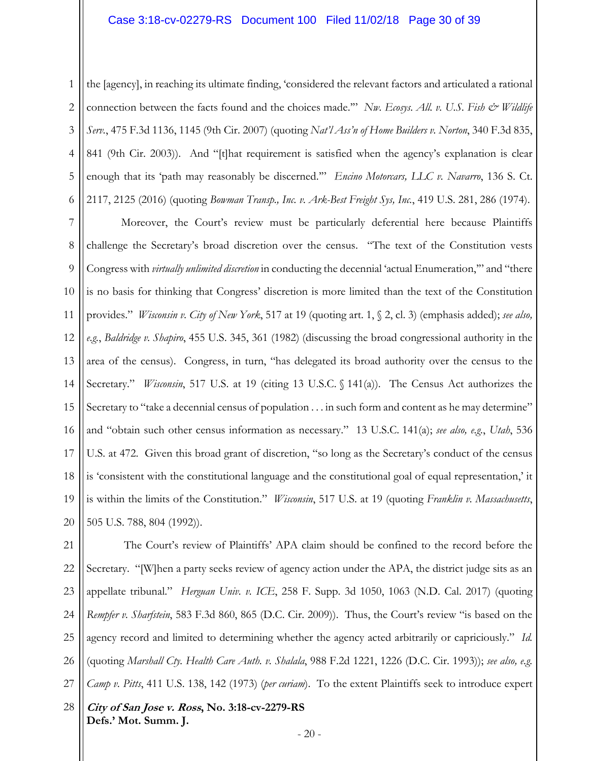the [agency], in reaching its ultimate finding, 'considered the relevant factors and articulated a rational connection between the facts found and the choices made.'" *Nw. Ecosys. All. v. U.S. Fish & Wildlife Serv.*, 475 F.3d 1136, 1145 (9th Cir. 2007) (quoting *Nat'l Ass'n of Home Builders v. Norton*, 340 F.3d 835, 841 (9th Cir. 2003)). And "[t]hat requirement is satisfied when the agency's explanation is clear enough that its 'path may reasonably be discerned.'" *Encino Motorcars, LLC v. Navarro*, 136 S. Ct. 2117, 2125 (2016) (quoting *Bowman Transp., Inc. v. Ark-Best Freight Sys, Inc.*, 419 U.S. 281, 286 (1974).

Moreover, the Court's review must be particularly deferential here because Plaintiffs challenge the Secretary's broad discretion over the census. "The text of the Constitution vests Congress with *virtually unlimited discretion* in conducting the decennial 'actual Enumeration,'" and "there is no basis for thinking that Congress' discretion is more limited than the text of the Constitution provides." *Wisconsin v. City of New York*, 517 at 19 (quoting art. 1, § 2, cl. 3) (emphasis added); *see also, e.g.*, *Baldridge v. Shapiro*, 455 U.S. 345, 361 (1982) (discussing the broad congressional authority in the area of the census). Congress, in turn, "has delegated its broad authority over the census to the Secretary." *Wisconsin*, 517 U.S. at 19 (citing 13 U.S.C. § 141(a)). The Census Act authorizes the Secretary to "take a decennial census of population . . . in such form and content as he may determine" and "obtain such other census information as necessary." 13 U.S.C. 141(a); *see also, e.g.*, *Utah*, 536 U.S. at 472. Given this broad grant of discretion, "so long as the Secretary's conduct of the census is 'consistent with the constitutional language and the constitutional goal of equal representation,' it is within the limits of the Constitution." *Wisconsin*, 517 U.S. at 19 (quoting *Franklin v. Massachusetts*, 505 U.S. 788, 804 (1992)).

The Court's review of Plaintiffs' APA claim should be confined to the record before the Secretary. "[W]hen a party seeks review of agency action under the APA, the district judge sits as an appellate tribunal." *Herguan Univ. v. ICE*, 258 F. Supp. 3d 1050, 1063 (N.D. Cal. 2017) (quoting *Rempfer v. Sharfstein*, 583 F.3d 860, 865 (D.C. Cir. 2009)). Thus, the Court's review "is based on the agency record and limited to determining whether the agency acted arbitrarily or capriciously." *Id.* (quoting *Marshall Cty. Health Care Auth. v. Shalala*, 988 F.2d 1221, 1226 (D.C. Cir. 1993)); *see also, e.g.* *Camp v. Pitts*, 411 U.S. 138, 142 (1973) (*per curiam*). To the extent Plaintiffs seek to introduce expert

***City of San Jose v. Ross*, No. 3:18-cv-2279-RS**
**Defs.' Mot. Summ. J.**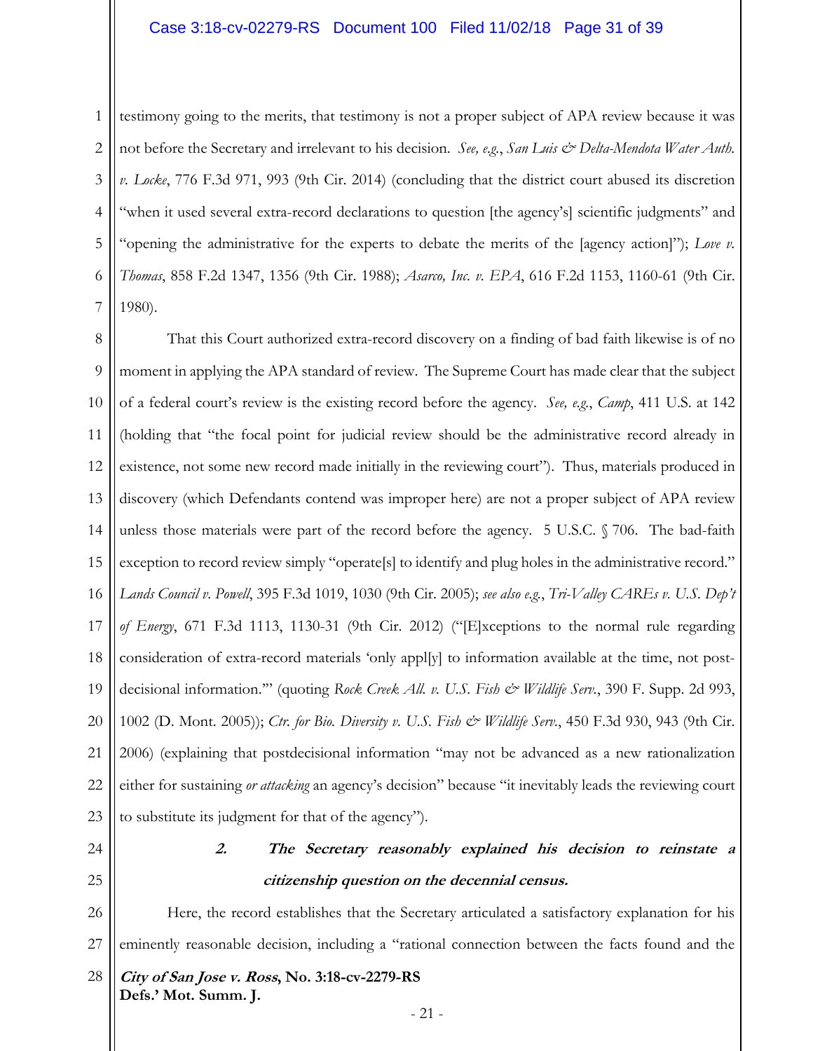testimony going to the merits, that testimony is not a proper subject of APA review because it was not before the Secretary and irrelevant to his decision. *See, e.g.*, *San Luis & Delta-Mendota Water Auth. v. Locke*, 776 F.3d 971, 993 (9th Cir. 2014) (concluding that the district court abused its discretion "when it used several extra-record declarations to question [the agency's] scientific judgments" and "opening the administrative for the experts to debate the merits of the [agency action]"); *Love v. Thomas*, 858 F.2d 1347, 1356 (9th Cir. 1988); *Asarco, Inc. v. EPA*, 616 F.2d 1153, 1160-61 (9th Cir. 1980).

That this Court authorized extra-record discovery on a finding of bad faith likewise is of no moment in applying the APA standard of review. The Supreme Court has made clear that the subject of a federal court's review is the existing record before the agency. *See, e.g.*, *Camp*, 411 U.S. at 142 (holding that "the focal point for judicial review should be the administrative record already in existence, not some new record made initially in the reviewing court"). Thus, materials produced in discovery (which Defendants contend was improper here) are not a proper subject of APA review unless those materials were part of the record before the agency. 5 U.S.C. § 706. The bad-faith exception to record review simply "operate[s] to identify and plug holes in the administrative record." *Lands Council v. Powell*, 395 F.3d 1019, 1030 (9th Cir. 2005); *see also e.g.*, *Tri-Valley CAREs v. U.S. Dep't of Energy*, 671 F.3d 1113, 1130-31 (9th Cir. 2012) ("[E]xceptions to the normal rule regarding consideration of extra-record materials 'only appl[y] to information available at the time, not post-decisional information.'" (quoting *Rock Creek All. v. U.S. Fish & Wildlife Serv.*, 390 F. Supp. 2d 993, 1002 (D. Mont. 2005)); *Ctr. for Bio. Diversity v. U.S. Fish & Wildlife Serv.*, 450 F.3d 930, 943 (9th Cir. 2006) (explaining that postdecisional information "may not be advanced as a new rationalization either for sustaining *or attacking* an agency's decision" because "it inevitably leads the reviewing court to substitute its judgment for that of the agency").

#### ***2. The Secretary reasonably explained his decision to reinstate a citizenship question on the decennial census.***

Here, the record establishes that the Secretary articulated a satisfactory explanation for his eminently reasonable decision, including a "rational connection between the facts found and the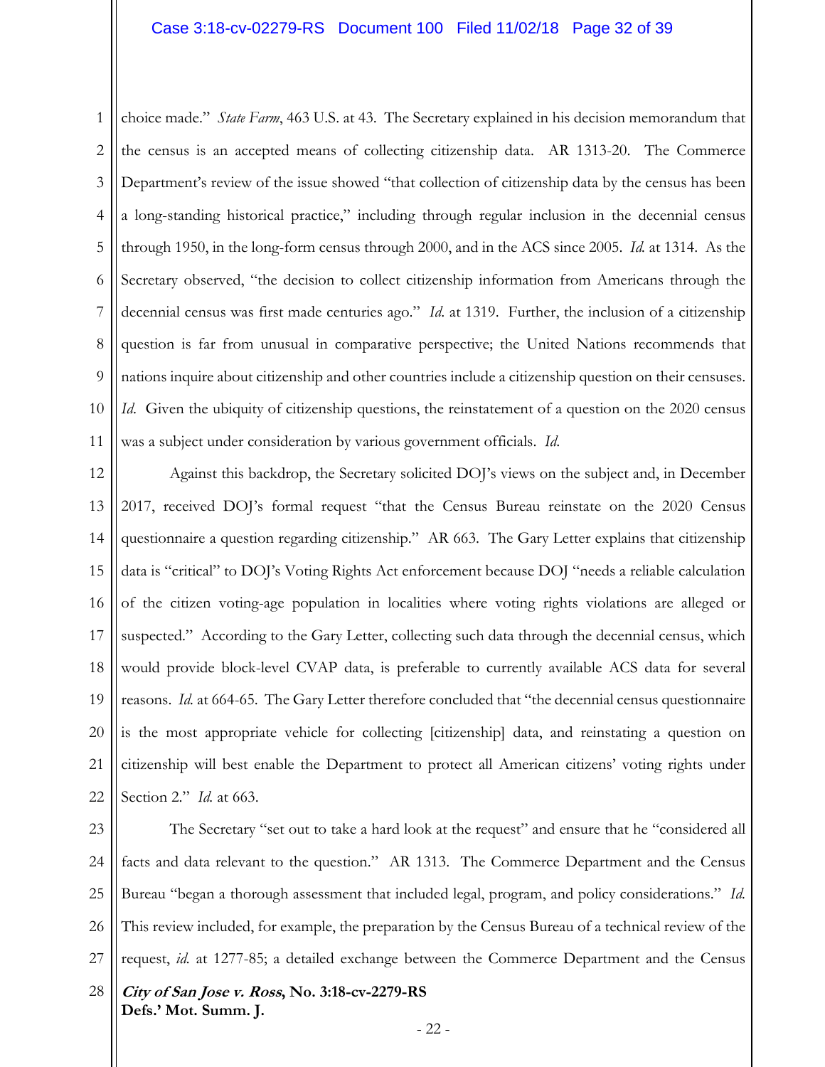choice made." *State Farm*, 463 U.S. at 43. The Secretary explained in his decision memorandum that the census is an accepted means of collecting citizenship data. AR 1313-20. The Commerce Department's review of the issue showed "that collection of citizenship data by the census has been a long-standing historical practice," including through regular inclusion in the decennial census through 1950, in the long-form census through 2000, and in the ACS since 2005. *Id.* at 1314. As the Secretary observed, "the decision to collect citizenship information from Americans through the decennial census was first made centuries ago." *Id.* at 1319. Further, the inclusion of a citizenship question is far from unusual in comparative perspective; the United Nations recommends that nations inquire about citizenship and other countries include a citizenship question on their censuses. *Id.* Given the ubiquity of citizenship questions, the reinstatement of a question on the 2020 census was a subject under consideration by various government officials. *Id.*

Against this backdrop, the Secretary solicited DOJ's views on the subject and, in December 2017, received DOJ's formal request "that the Census Bureau reinstate on the 2020 Census questionnaire a question regarding citizenship." AR 663. The Gary Letter explains that citizenship data is "critical" to DOJ's Voting Rights Act enforcement because DOJ "needs a reliable calculation of the citizen voting-age population in localities where voting rights violations are alleged or suspected." According to the Gary Letter, collecting such data through the decennial census, which would provide block-level CVAP data, is preferable to currently available ACS data for several reasons. *Id.* at 664-65. The Gary Letter therefore concluded that "the decennial census questionnaire is the most appropriate vehicle for collecting [citizenship] data, and reinstating a question on citizenship will best enable the Department to protect all American citizens' voting rights under Section 2." *Id.* at 663.

The Secretary "set out to take a hard look at the request" and ensure that he "considered all facts and data relevant to the question." AR 1313. The Commerce Department and the Census Bureau "began a thorough assessment that included legal, program, and policy considerations." *Id.* This review included, for example, the preparation by the Census Bureau of a technical review of the request, *id.* at 1277-85; a detailed exchange between the Commerce Department and the Census

***City of San Jose v. Ross*, No. 3:18-cv-2279-RS**
**Defs.' Mot. Summ. J.**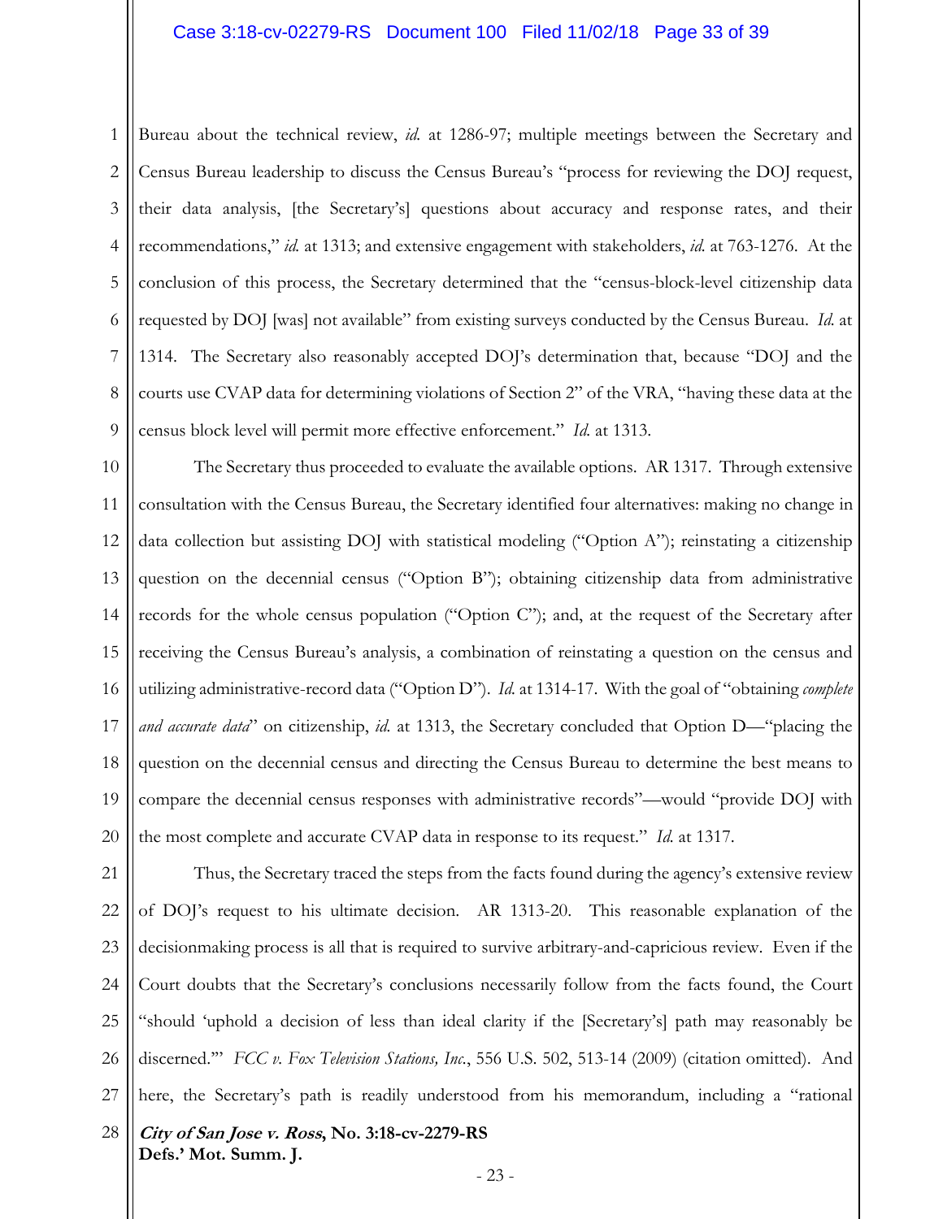Bureau about the technical review, *id.* at 1286-97; multiple meetings between the Secretary and Census Bureau leadership to discuss the Census Bureau's "process for reviewing the DOJ request, their data analysis, [the Secretary's] questions about accuracy and response rates, and their recommendations," *id.* at 1313; and extensive engagement with stakeholders, *id.* at 763-1276. At the conclusion of this process, the Secretary determined that the "census-block-level citizenship data requested by DOJ [was] not available" from existing surveys conducted by the Census Bureau. *Id.* at 1314. The Secretary also reasonably accepted DOJ's determination that, because "DOJ and the courts use CVAP data for determining violations of Section 2" of the VRA, "having these data at the census block level will permit more effective enforcement." *Id.* at 1313.

The Secretary thus proceeded to evaluate the available options. AR 1317. Through extensive consultation with the Census Bureau, the Secretary identified four alternatives: making no change in data collection but assisting DOJ with statistical modeling ("Option A"); reinstating a citizenship question on the decennial census ("Option B"); obtaining citizenship data from administrative records for the whole census population ("Option C"); and, at the request of the Secretary after receiving the Census Bureau's analysis, a combination of reinstating a question on the census and utilizing administrative-record data ("Option D"). *Id.* at 1314-17. With the goal of "obtaining *complete and accurate data*" on citizenship, *id.* at 1313, the Secretary concluded that Option D—"placing the question on the decennial census and directing the Census Bureau to determine the best means to compare the decennial census responses with administrative records"—would "provide DOJ with the most complete and accurate CVAP data in response to its request." *Id.* at 1317.

Thus, the Secretary traced the steps from the facts found during the agency's extensive review of DOJ's request to his ultimate decision. AR 1313-20. This reasonable explanation of the decisionmaking process is all that is required to survive arbitrary-and-capricious review. Even if the Court doubts that the Secretary's conclusions necessarily follow from the facts found, the Court "should 'uphold a decision of less than ideal clarity if the [Secretary's] path may reasonably be discerned.'" *FCC v. Fox Television Stations, Inc.*, 556 U.S. 502, 513-14 (2009) (citation omitted). And here, the Secretary's path is readily understood from his memorandum, including a "rational

***City of San Jose v. Ross*, No. 3:18-cv-2279-RS**
**Defs.' Mot. Summ. J.**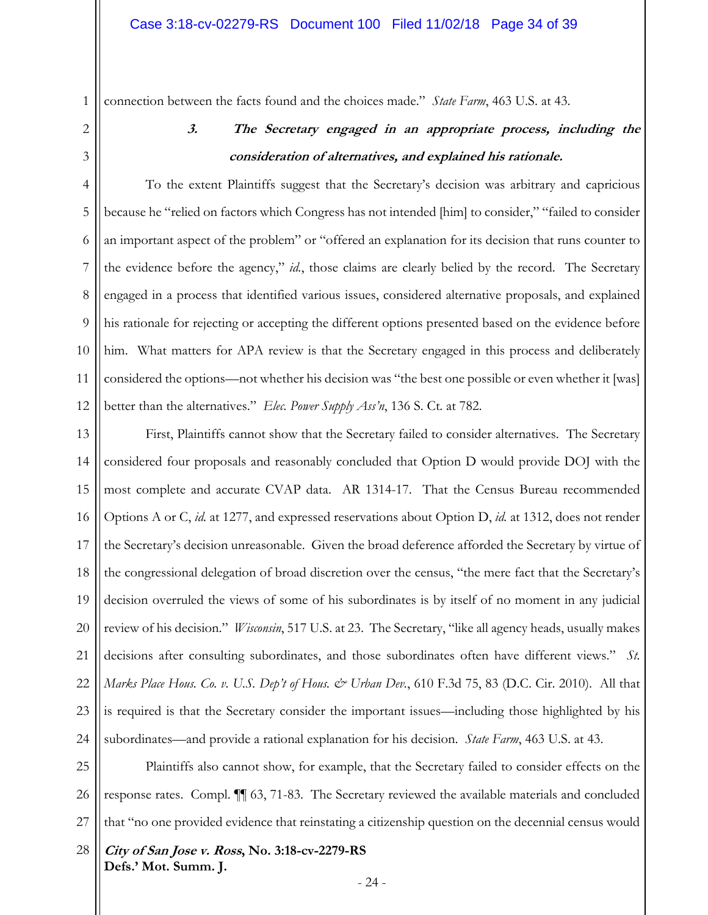connection between the facts found and the choices made." *State Farm*, 463 U.S. at 43.

### ***3. The Secretary engaged in an appropriate process, including the consideration of alternatives, and explained his rationale.***

To the extent Plaintiffs suggest that the Secretary's decision was arbitrary and capricious because he "relied on factors which Congress has not intended [him] to consider," "failed to consider an important aspect of the problem" or "offered an explanation for its decision that runs counter to the evidence before the agency," *id.*, those claims are clearly belied by the record. The Secretary engaged in a process that identified various issues, considered alternative proposals, and explained his rationale for rejecting or accepting the different options presented based on the evidence before him. What matters for APA review is that the Secretary engaged in this process and deliberately considered the options—not whether his decision was "the best one possible or even whether it [was] better than the alternatives." *Elec. Power Supply Ass'n*, 136 S. Ct. at 782.

First, Plaintiffs cannot show that the Secretary failed to consider alternatives. The Secretary considered four proposals and reasonably concluded that Option D would provide DOJ with the most complete and accurate CVAP data. AR 1314-17. That the Census Bureau recommended Options A or C, *id.* at 1277, and expressed reservations about Option D, *id.* at 1312, does not render the Secretary's decision unreasonable. Given the broad deference afforded the Secretary by virtue of the congressional delegation of broad discretion over the census, "the mere fact that the Secretary's decision overruled the views of some of his subordinates is by itself of no moment in any judicial review of his decision." *Wisconsin*, 517 U.S. at 23. The Secretary, "like all agency heads, usually makes decisions after consulting subordinates, and those subordinates often have different views." *St. Marks Place Hous. Co. v. U.S. Dep't of Hous. & Urban Dev.*, 610 F.3d 75, 83 (D.C. Cir. 2010). All that is required is that the Secretary consider the important issues—including those highlighted by his subordinates—and provide a rational explanation for his decision. *State Farm*, 463 U.S. at 43.

Plaintiffs also cannot show, for example, that the Secretary failed to consider effects on the response rates. Compl. ¶¶ 63, 71-83. The Secretary reviewed the available materials and concluded that "no one provided evidence that reinstating a citizenship question on the decennial census would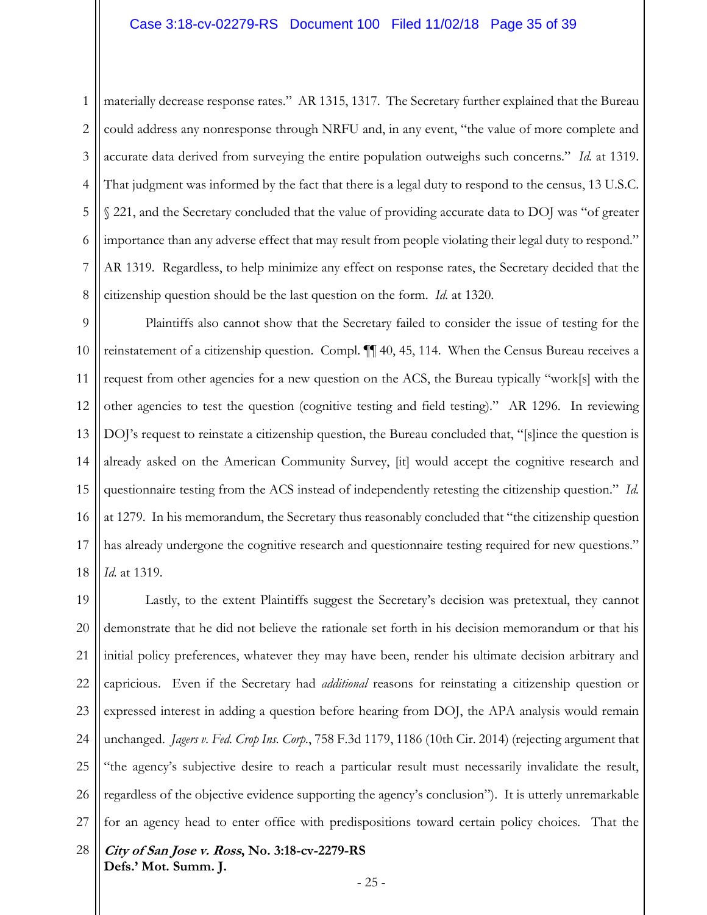materially decrease response rates." AR 1315, 1317. The Secretary further explained that the Bureau could address any nonresponse through NRFU and, in any event, "the value of more complete and accurate data derived from surveying the entire population outweighs such concerns." *Id.* at 1319. That judgment was informed by the fact that there is a legal duty to respond to the census, 13 U.S.C. § 221, and the Secretary concluded that the value of providing accurate data to DOJ was "of greater importance than any adverse effect that may result from people violating their legal duty to respond." AR 1319. Regardless, to help minimize any effect on response rates, the Secretary decided that the citizenship question should be the last question on the form. *Id.* at 1320.

Plaintiffs also cannot show that the Secretary failed to consider the issue of testing for the reinstatement of a citizenship question. Compl. ¶¶ 40, 45, 114. When the Census Bureau receives a request from other agencies for a new question on the ACS, the Bureau typically "work[s] with the other agencies to test the question (cognitive testing and field testing)." AR 1296. In reviewing DOJ's request to reinstate a citizenship question, the Bureau concluded that, "[s]ince the question is already asked on the American Community Survey, [it] would accept the cognitive research and questionnaire testing from the ACS instead of independently retesting the citizenship question." *Id.* at 1279. In his memorandum, the Secretary thus reasonably concluded that "the citizenship question has already undergone the cognitive research and questionnaire testing required for new questions." *Id.* at 1319.

Lastly, to the extent Plaintiffs suggest the Secretary's decision was pretextual, they cannot demonstrate that he did not believe the rationale set forth in his decision memorandum or that his initial policy preferences, whatever they may have been, render his ultimate decision arbitrary and capricious. Even if the Secretary had *additional* reasons for reinstating a citizenship question or expressed interest in adding a question before hearing from DOJ, the APA analysis would remain unchanged. *Jagers v. Fed. Crop Ins. Corp.*, 758 F.3d 1179, 1186 (10th Cir. 2014) (rejecting argument that "the agency's subjective desire to reach a particular result must necessarily invalidate the result, regardless of the objective evidence supporting the agency's conclusion"). It is utterly unremarkable for an agency head to enter office with predispositions toward certain policy choices. That the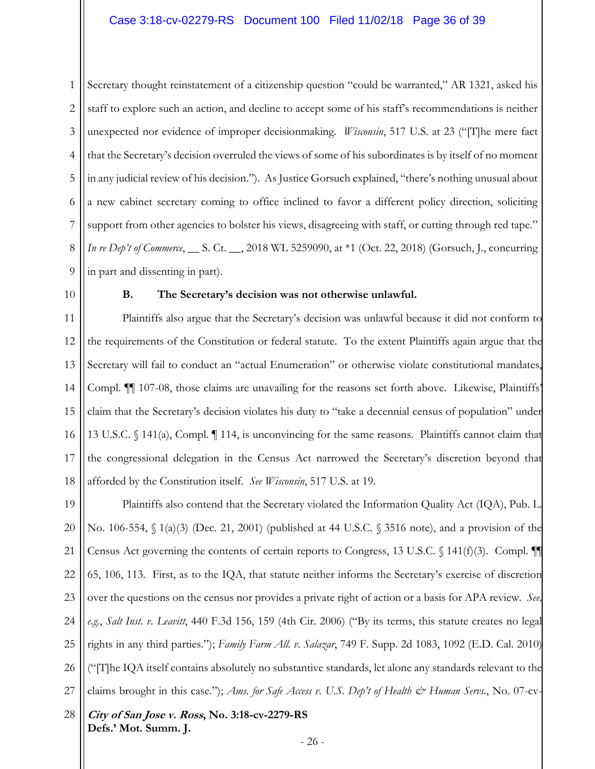Secretary thought reinstatement of a citizenship question "could be warranted," AR 1321, asked his staff to explore such an action, and decline to accept some of his staff's recommendations is neither unexpected nor evidence of improper decisionmaking. *Wisconsin*, 517 U.S. at 23 ("[T]he mere fact that the Secretary's decision overruled the views of some of his subordinates is by itself of no moment in any judicial review of his decision."). As Justice Gorsuch explained, "there's nothing unusual about a new cabinet secretary coming to office inclined to favor a different policy direction, soliciting support from other agencies to bolster his views, disagreeing with staff, or cutting through red tape." *In re Dep't of Commerce*, __ S. Ct. __, 2018 WL 5259090, at *1 (Oct. 22, 2018) (Gorsuch, J., concurring in part and dissenting in part).

### B. The Secretary's decision was not otherwise unlawful.

Plaintiffs also argue that the Secretary's decision was unlawful because it did not conform to the requirements of the Constitution or federal statute. To the extent Plaintiffs again argue that the Secretary will fail to conduct an "actual Enumeration" or otherwise violate constitutional mandates, Compl. ¶¶ 107-08, those claims are unavailing for the reasons set forth above. Likewise, Plaintiffs' claim that the Secretary's decision violates his duty to "take a decennial census of population" under 13 U.S.C. § 141(a), Compl. ¶ 114, is unconvincing for the same reasons. Plaintiffs cannot claim that the congressional delegation in the Census Act narrowed the Secretary's discretion beyond that afforded by the Constitution itself. *See Wisconsin*, 517 U.S. at 19.

Plaintiffs also contend that the Secretary violated the Information Quality Act (IQA), Pub. L. No. 106-554, § 1(a)(3) (Dec. 21, 2001) (published at 44 U.S.C. § 3516 note), and a provision of the Census Act governing the contents of certain reports to Congress, 13 U.S.C. § 141(f)(3). Compl. ¶¶ 65, 106, 113. First, as to the IQA, that statute neither informs the Secretary's exercise of discretion over the questions on the census nor provides a private right of action or a basis for APA review. *See, e.g.*, *Salt Inst. v. Leavitt*, 440 F.3d 156, 159 (4th Cir. 2006) ("By its terms, this statute creates no legal rights in any third parties."); *Family Farm All. v. Salazar*, 749 F. Supp. 2d 1083, 1092 (E.D. Cal. 2010) ("[T]he IQA itself contains absolutely no substantive standards, let alone any standards relevant to the claims brought in this case."); *Ams. for Safe Access v. U.S. Dep't of Health & Human Servs.*, No. 07-cv-

***City of San Jose v. Ross*, No. 3:18-cv-2279-RS**
**Defs.' Mot. Summ. J.**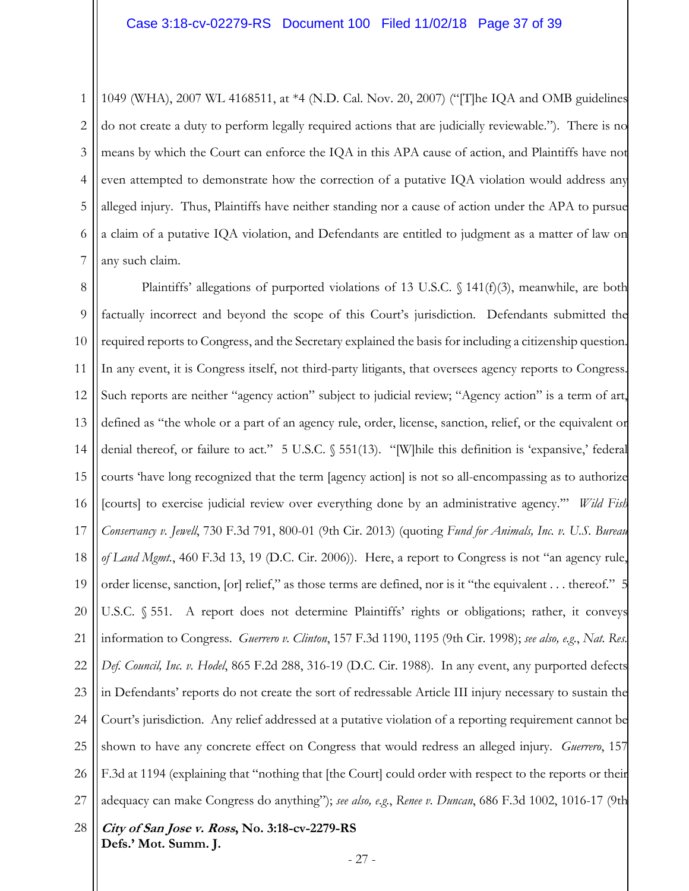1049 (WHA), 2007 WL 4168511, at *4 (N.D. Cal. Nov. 20, 2007) ("[T]he IQA and OMB guidelines do not create a duty to perform legally required actions that are judicially reviewable."). There is no means by which the Court can enforce the IQA in this APA cause of action, and Plaintiffs have not even attempted to demonstrate how the correction of a putative IQA violation would address any alleged injury. Thus, Plaintiffs have neither standing nor a cause of action under the APA to pursue a claim of a putative IQA violation, and Defendants are entitled to judgment as a matter of law on any such claim.

Plaintiffs' allegations of purported violations of 13 U.S.C. § 141(f)(3), meanwhile, are both factually incorrect and beyond the scope of this Court's jurisdiction. Defendants submitted the required reports to Congress, and the Secretary explained the basis for including a citizenship question. In any event, it is Congress itself, not third-party litigants, that oversees agency reports to Congress. Such reports are neither "agency action" subject to judicial review; "Agency action" is a term of art, defined as "the whole or a part of an agency rule, order, license, sanction, relief, or the equivalent or denial thereof, or failure to act." 5 U.S.C. § 551(13). "[W]hile this definition is 'expansive,' federal courts 'have long recognized that the term [agency action] is not so all-encompassing as to authorize [courts] to exercise judicial review over everything done by an administrative agency.'" *Wild Fish Conservancy v. Jewell*, 730 F.3d 791, 800-01 (9th Cir. 2013) (quoting *Fund for Animals, Inc. v. U.S. Bureau of Land Mgmt.*, 460 F.3d 13, 19 (D.C. Cir. 2006)). Here, a report to Congress is not "an agency rule, order license, sanction, [or] relief," as those terms are defined, nor is it "the equivalent . . . thereof." 5 U.S.C. § 551. A report does not determine Plaintiffs' rights or obligations; rather, it conveys information to Congress. *Guerrero v. Clinton*, 157 F.3d 1190, 1195 (9th Cir. 1998); *see also, e.g.*, *Nat. Res. Def. Council, Inc. v. Hodel*, 865 F.2d 288, 316-19 (D.C. Cir. 1988). In any event, any purported defects in Defendants' reports do not create the sort of redressable Article III injury necessary to sustain the Court's jurisdiction. Any relief addressed at a putative violation of a reporting requirement cannot be shown to have any concrete effect on Congress that would redress an alleged injury. *Guerrero*, 157 F.3d at 1194 (explaining that "nothing that [the Court] could order with respect to the reports or their adequacy can make Congress do anything"); *see also, e.g.*, *Renee v. Duncan*, 686 F.3d 1002, 1016-17 (9th

***City of San Jose v. Ross*, No. 3:18-cv-2279-RS**
**Defs.' Mot. Summ. J.**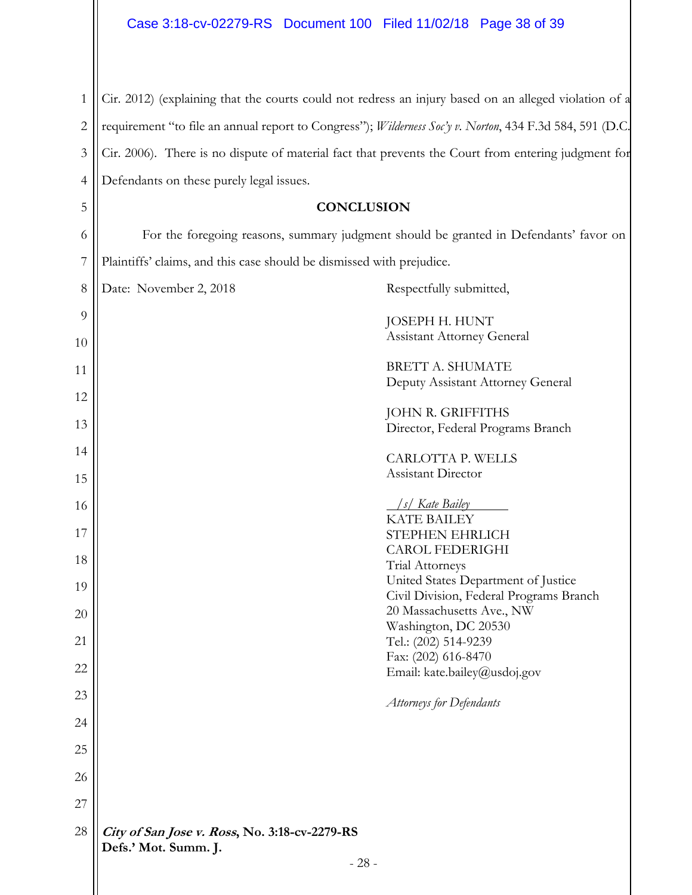Cir. 2012) (explaining that the courts could not redress an injury based on an alleged violation of a requirement "to file an annual report to Congress"); *Wilderness Soc'y v. Norton*, 434 F.3d 584, 591 (D.C. Cir. 2006). There is no dispute of material fact that prevents the Court from entering judgment for Defendants on these purely legal issues.

**CONCLUSION**

For the foregoing reasons, summary judgment should be granted in Defendants' favor on Plaintiffs' claims, and this case should be dismissed with prejudice.

Date: November 2, 2018

Respectfully submitted,

JOSEPH H. HUNT
Assistant Attorney General

BRETT A. SHUMATE
Deputy Assistant Attorney General

JOHN R. GRIFFITHS
Director, Federal Programs Branch

CARLOTTA P. WELLS
Assistant Director

*/s/ Kate Bailey*
KATE BAILEY
STEPHEN EHRLICH
CAROL FEDERIGHI
Trial Attorneys
United States Department of Justice
Civil Division, Federal Programs Branch
20 Massachusetts Ave., NW
Washington, DC 20530
Tel.: (202) 514-9239
Fax: (202) 616-8470
Email: kate.bailey@usdoj.gov

*Attorneys for Defendants*

***City of San Jose v. Ross*, No. 3:18-cv-2279-RS**
**Defs.' Mot. Summ. J.**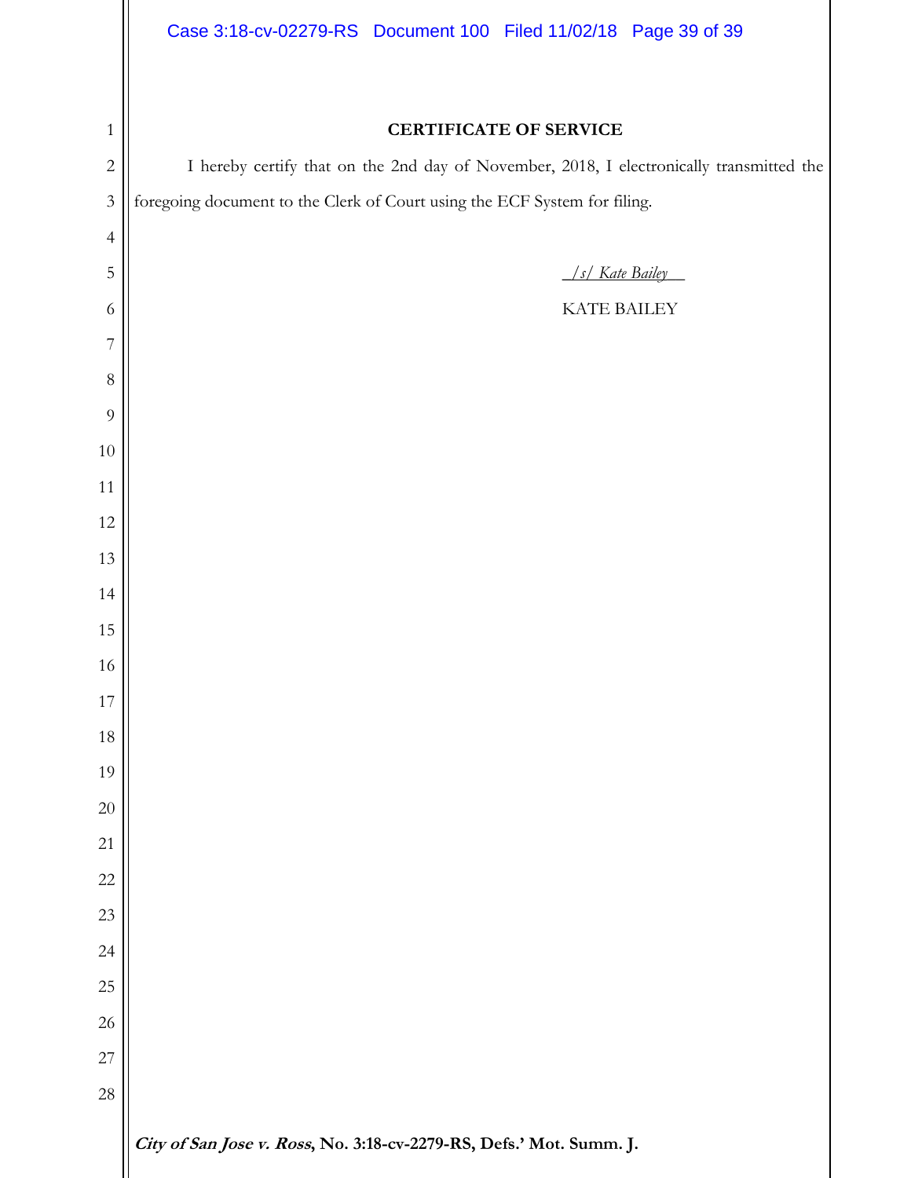**CERTIFICATE OF SERVICE**

I hereby certify that on the 2nd day of November, 2018, I electronically transmitted the foregoing document to the Clerk of Court using the ECF System for filing.

*/s/ Kate Bailey*

KATE BAILEY